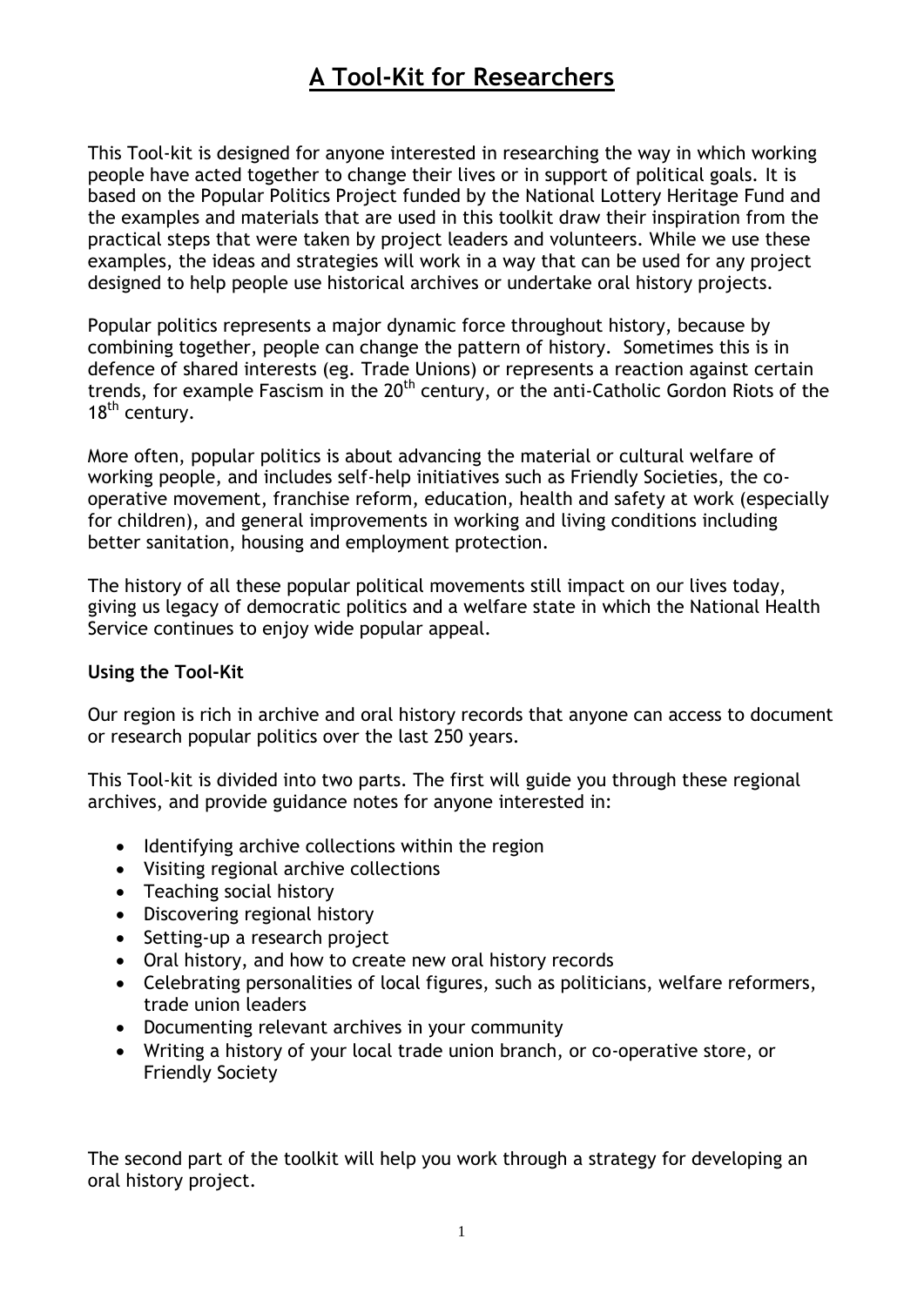# A Tool-Kit for Researchers

This Tool-kit is designed for anyone interested in researching the way in which working people have acted together to change their lives or in support of political goals. It is based on the Popular Politics Project funded by the National Lottery Heritage Fund and the examples and materials that are used in this toolkit draw their inspiration from the practical steps that were taken by project leaders and volunteers. While we use these examples, the ideas and strategies will work in a way that can be used for any project designed to help people use historical archives or undertake oral history projects.

Popular politics represents a major dynamic force throughout history, because by combining together, people can change the pattern of history. Sometimes this is in defence of shared interests (eg. Trade Unions) or represents a reaction against certain trends, for example Fascism in the 20th century, or the anti-Catholic Gordon Riots of the 18th century.

More often, popular politics is about advancing the material or cultural welfare of working people, and includes self-help initiatives such as Friendly Societies, the co-operative movement, franchise reform, education, health and safety at work (especially for children), and general improvements in working and living conditions including better sanitation, housing and employment protection.

The history of all these popular political movements still impact on our lives today, giving us legacy of democratic politics and a welfare state in which the National Health Service continues to enjoy wide popular appeal.

**Using the Tool-Kit**

Our region is rich in archive and oral history records that anyone can access to document or research popular politics over the last 250 years.

This Tool-kit is divided into two parts. The first will guide you through these regional archives, and provide guidance notes for anyone interested in:

- Identifying archive collections within the region
- Visiting regional archive collections
- Teaching social history
- Discovering regional history
- Setting-up a research project
- Oral history, and how to create new oral history records
- Celebrating personalities of local figures, such as politicians, welfare reformers, trade union leaders
- Documenting relevant archives in your community
- Writing a history of your local trade union branch, or co-operative store, or Friendly Society

The second part of the toolkit will help you work through a strategy for developing an oral history project.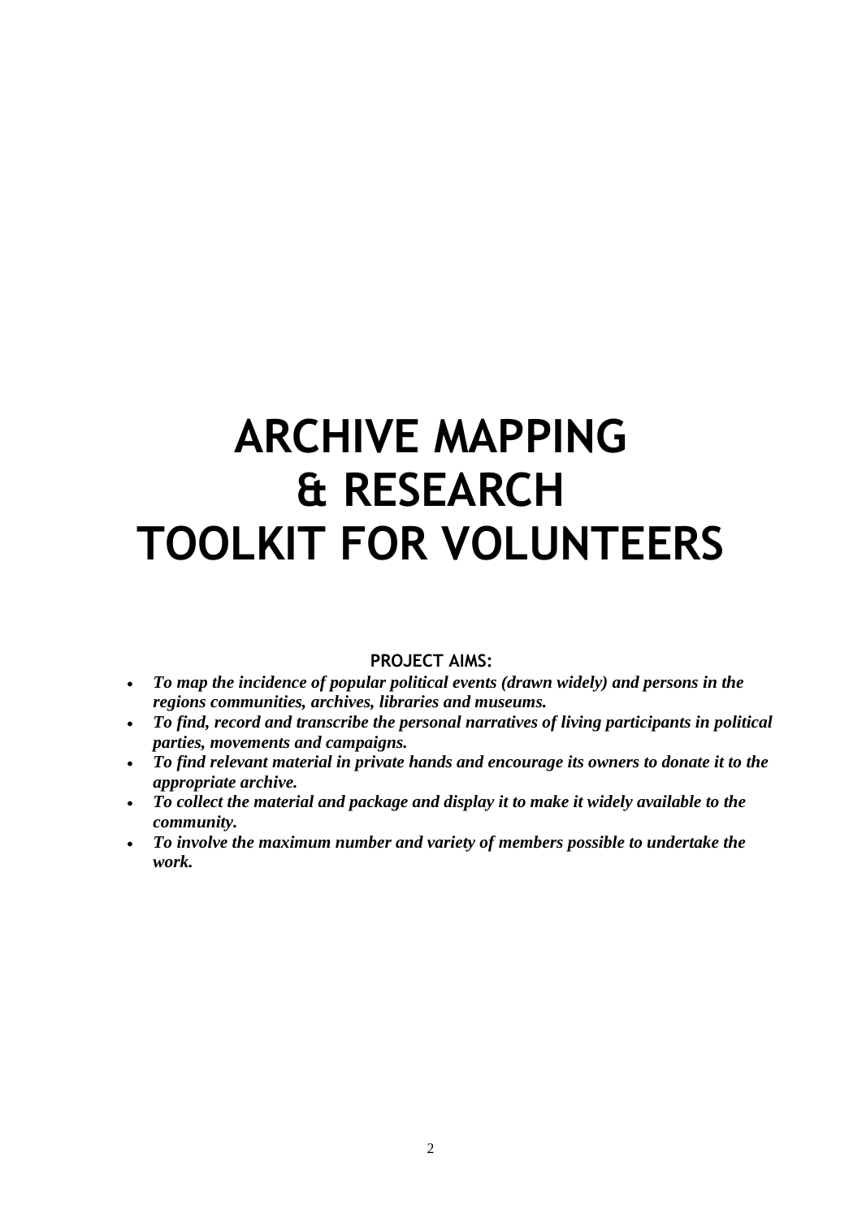# ARCHIVE MAPPING & RESEARCH TOOLKIT FOR VOLUNTEERS

**PROJECT AIMS:**

- ***To map the incidence of popular political events (drawn widely) and persons in the regions communities, archives, libraries and museums.***
- ***To find, record and transcribe the personal narratives of living participants in political parties, movements and campaigns.***
- ***To find relevant material in private hands and encourage its owners to donate it to the appropriate archive.***
- ***To collect the material and package and display it to make it widely available to the community.***
- ***To involve the maximum number and variety of members possible to undertake the work.***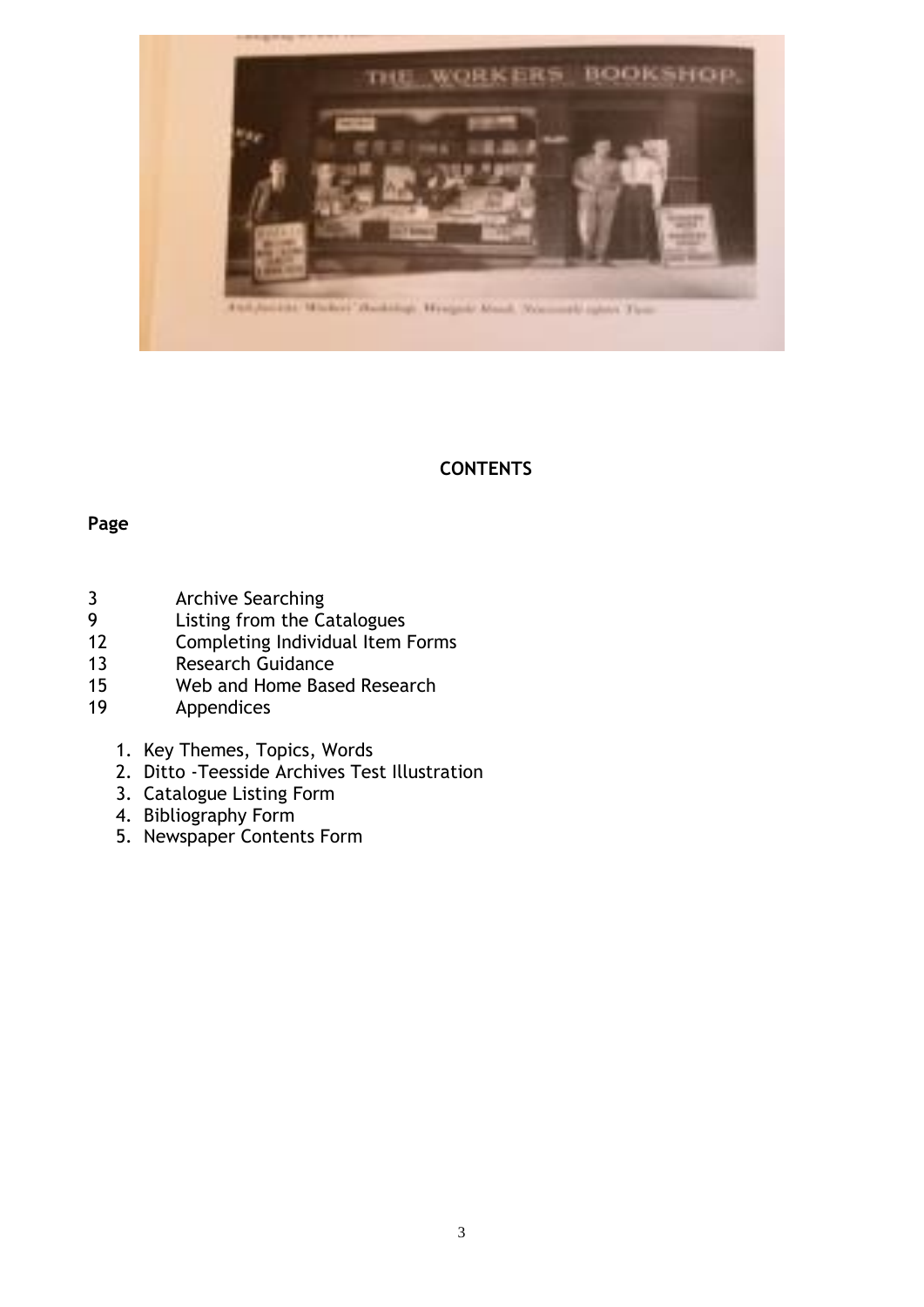## CONTENTS

**Page**

| Page | Section |
|---|---|
| 3 | Archive Searching |
| 9 | Listing from the Catalogues |
| 12 | Completing Individual Item Forms |
| 13 | Research Guidance |
| 15 | Web and Home Based Research |
| 19 | Appendices |

1. Key Themes, Topics, Words
2. Ditto -Teesside Archives Test Illustration
3. Catalogue Listing Form
4. Bibliography Form
5. Newspaper Contents Form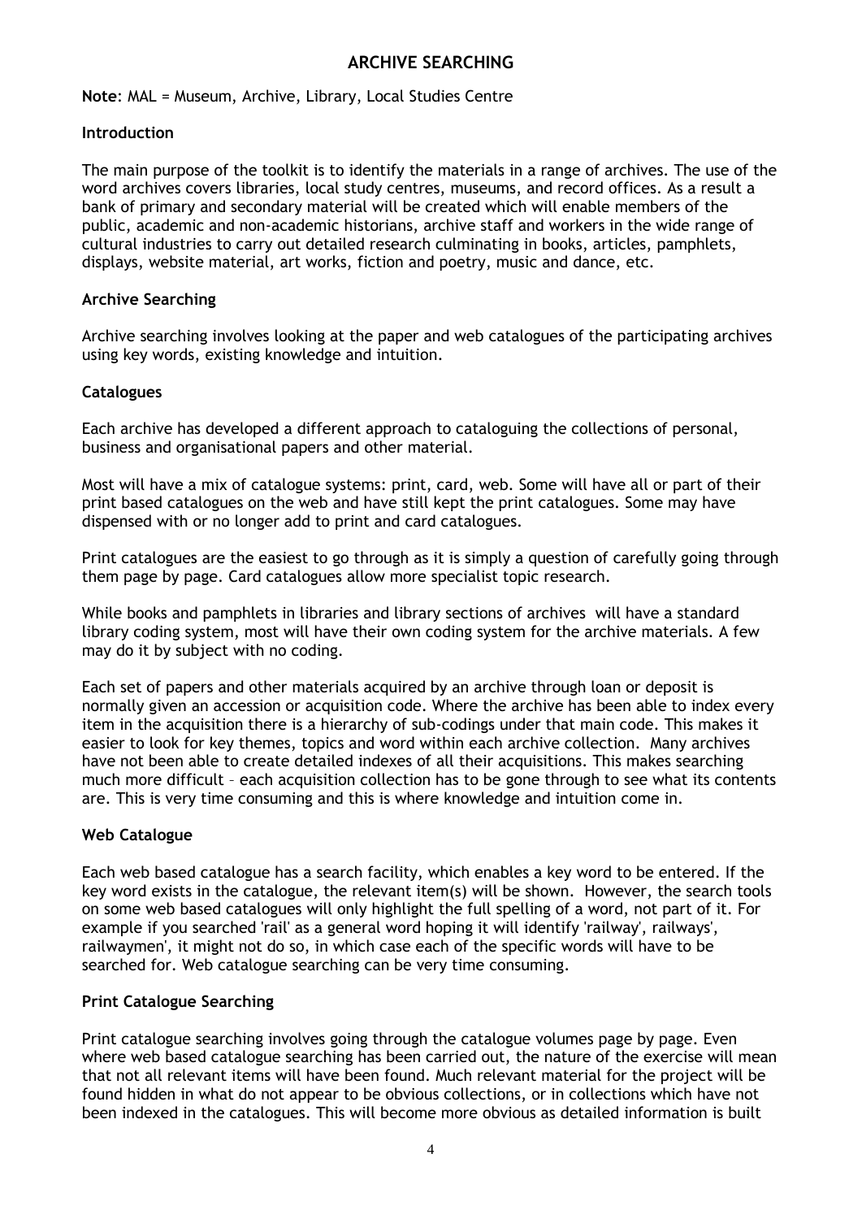## ARCHIVE SEARCHING

**Note**: MAL = Museum, Archive, Library, Local Studies Centre

### Introduction

The main purpose of the toolkit is to identify the materials in a range of archives. The use of the word archives covers libraries, local study centres, museums, and record offices. As a result a bank of primary and secondary material will be created which will enable members of the public, academic and non-academic historians, archive staff and workers in the wide range of cultural industries to carry out detailed research culminating in books, articles, pamphlets, displays, website material, art works, fiction and poetry, music and dance, etc.

### Archive Searching

Archive searching involves looking at the paper and web catalogues of the participating archives using key words, existing knowledge and intuition.

### Catalogues

Each archive has developed a different approach to cataloguing the collections of personal, business and organisational papers and other material.

Most will have a mix of catalogue systems: print, card, web. Some will have all or part of their print based catalogues on the web and have still kept the print catalogues. Some may have dispensed with or no longer add to print and card catalogues.

Print catalogues are the easiest to go through as it is simply a question of carefully going through them page by page. Card catalogues allow more specialist topic research.

While books and pamphlets in libraries and library sections of archives will have a standard library coding system, most will have their own coding system for the archive materials. A few may do it by subject with no coding.

Each set of papers and other materials acquired by an archive through loan or deposit is normally given an accession or acquisition code. Where the archive has been able to index every item in the acquisition there is a hierarchy of sub-codings under that main code. This makes it easier to look for key themes, topics and word within each archive collection. Many archives have not been able to create detailed indexes of all their acquisitions. This makes searching much more difficult – each acquisition collection has to be gone through to see what its contents are. This is very time consuming and this is where knowledge and intuition come in.

### Web Catalogue

Each web based catalogue has a search facility, which enables a key word to be entered. If the key word exists in the catalogue, the relevant item(s) will be shown. However, the search tools on some web based catalogues will only highlight the full spelling of a word, not part of it. For example if you searched 'rail' as a general word hoping it will identify 'railway', railways', railwaymen', it might not do so, in which case each of the specific words will have to be searched for. Web catalogue searching can be very time consuming.

### Print Catalogue Searching

Print catalogue searching involves going through the catalogue volumes page by page. Even where web based catalogue searching has been carried out, the nature of the exercise will mean that not all relevant items will have been found. Much relevant material for the project will be found hidden in what do not appear to be obvious collections, or in collections which have not been indexed in the catalogues. This will become more obvious as detailed information is built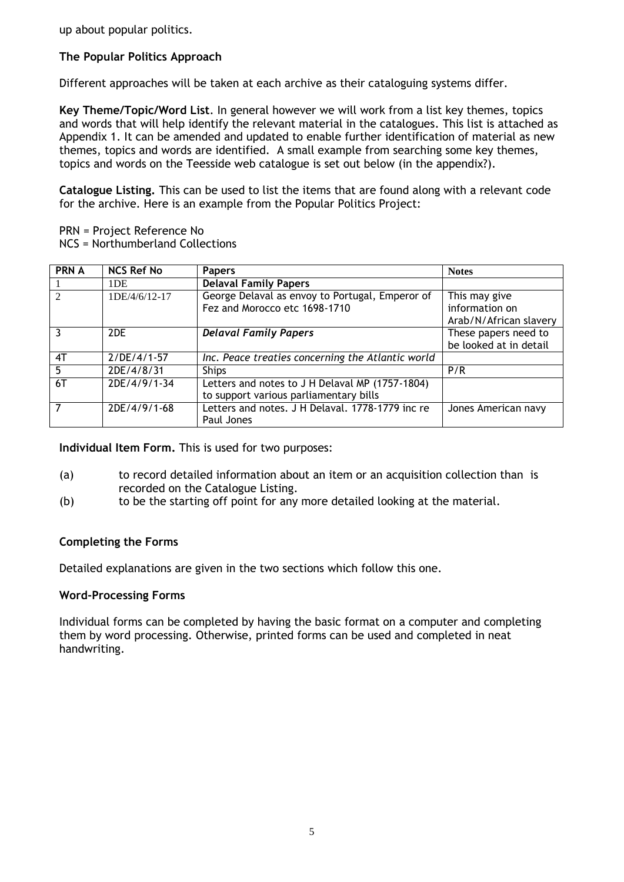up about popular politics.

**The Popular Politics Approach**

Different approaches will be taken at each archive as their cataloguing systems differ.

**Key Theme/Topic/Word List**. In general however we will work from a list key themes, topics and words that will help identify the relevant material in the catalogues. This list is attached as Appendix 1. It can be amended and updated to enable further identification of material as new themes, topics and words are identified. A small example from searching some key themes, topics and words on the Teesside web catalogue is set out below (in the appendix?).

**Catalogue Listing.** This can be used to list the items that are found along with a relevant code for the archive. Here is an example from the Popular Politics Project:

PRN = Project Reference No
NCS = Northumberland Collections

| PRN A | NCS Ref No | Papers | Notes |
|---|---|---|---|
| 1 | 1DE | **Delaval Family Papers** | |
| 2 | 1DE/4/6/12-17 | George Delaval as envoy to Portugal, Emperor of Fez and Morocco etc 1698-1710 | This may give information on Arab/N/African slavery |
| 3 | 2DE | ***Delaval Family Papers*** | These papers need to be looked at in detail |
| 4T | 2/DE/4/1-57 | *Inc. Peace treaties concerning the Atlantic world* | |
| 5 | 2DE/4/8/31 | Ships | P/R |
| 6T | 2DE/4/9/1-34 | Letters and notes to J H Delaval MP (1757-1804) to support various parliamentary bills | |
| 7 | 2DE/4/9/1-68 | Letters and notes. J H Delaval. 1778-1779 inc re Paul Jones | Jones American navy |

**Individual Item Form.** This is used for two purposes:

(a) to record detailed information about an item or an acquisition collection than is recorded on the Catalogue Listing.

(b) to be the starting off point for any more detailed looking at the material.

**Completing the Forms**

Detailed explanations are given in the two sections which follow this one.

**Word-Processing Forms**

Individual forms can be completed by having the basic format on a computer and completing them by word processing. Otherwise, printed forms can be used and completed in neat handwriting.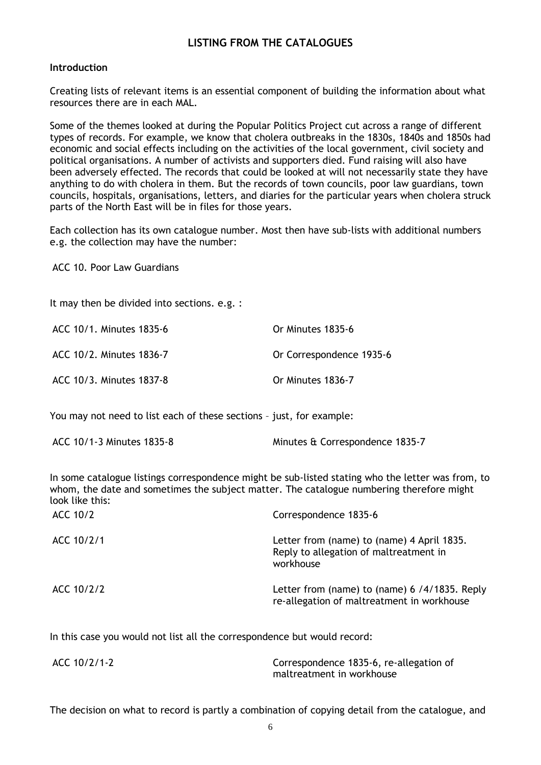## LISTING FROM THE CATALOGUES

**Introduction**

Creating lists of relevant items is an essential component of building the information about what resources there are in each MAL.

Some of the themes looked at during the Popular Politics Project cut across a range of different types of records. For example, we know that cholera outbreaks in the 1830s, 1840s and 1850s had economic and social effects including on the activities of the local government, civil society and political organisations. A number of activists and supporters died. Fund raising will also have been adversely effected. The records that could be looked at will not necessarily state they have anything to do with cholera in them. But the records of town councils, poor law guardians, town councils, hospitals, organisations, letters, and diaries for the particular years when cholera struck parts of the North East will be in files for those years.

Each collection has its own catalogue number. Most then have sub-lists with additional numbers e.g. the collection may have the number:

ACC 10. Poor Law Guardians

It may then be divided into sections. e.g. :

| | |
|---|---|
| ACC 10/1. Minutes 1835-6 | Or Minutes 1835-6 |
| ACC 10/2. Minutes 1836-7 | Or Correspondence 1935-6 |
| ACC 10/3. Minutes 1837-8 | Or Minutes 1836-7 |

You may not need to list each of these sections – just, for example:

| | |
|---|---|
| ACC 10/1-3 Minutes 1835-8 | Minutes & Correspondence 1835-7 |

In some catalogue listings correspondence might be sub-listed stating who the letter was from, to whom, the date and sometimes the subject matter. The catalogue numbering therefore might look like this:

| | |
|---|---|
| ACC 10/2 | Correspondence 1835-6 |
| ACC 10/2/1 | Letter from (name) to (name) 4 April 1835. Reply to allegation of maltreatment in workhouse |
| ACC 10/2/2 | Letter from (name) to (name) 6 /4/1835. Reply re-allegation of maltreatment in workhouse |

In this case you would not list all the correspondence but would record:

| | |
|---|---|
| ACC 10/2/1-2 | Correspondence 1835-6, re-allegation of maltreatment in workhouse |

The decision on what to record is partly a combination of copying detail from the catalogue, and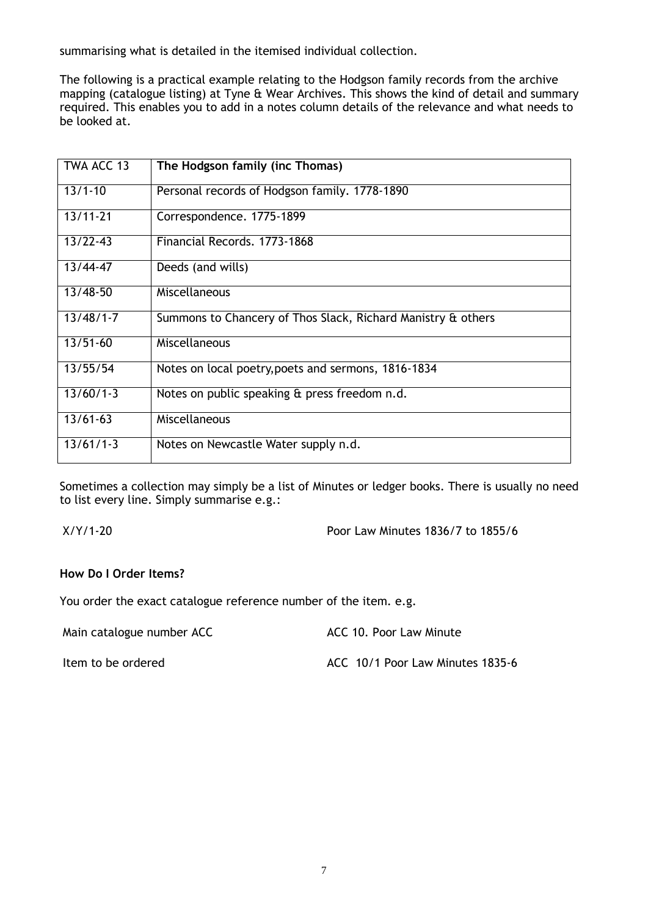summarising what is detailed in the itemised individual collection.

The following is a practical example relating to the Hodgson family records from the archive mapping (catalogue listing) at Tyne & Wear Archives. This shows the kind of detail and summary required. This enables you to add in a notes column details of the relevance and what needs to be looked at.

| TWA ACC 13 | **The Hodgson family (inc Thomas)** |
|---|---|
| 13/1-10 | Personal records of Hodgson family. 1778-1890 |
| 13/11-21 | Correspondence. 1775-1899 |
| 13/22-43 | Financial Records. 1773-1868 |
| 13/44-47 | Deeds (and wills) |
| 13/48-50 | Miscellaneous |
| 13/48/1-7 | Summons to Chancery of Thos Slack, Richard Manistry & others |
| 13/51-60 | Miscellaneous |
| 13/55/54 | Notes on local poetry,poets and sermons, 1816-1834 |
| 13/60/1-3 | Notes on public speaking & press freedom n.d. |
| 13/61-63 | Miscellaneous |
| 13/61/1-3 | Notes on Newcastle Water supply n.d. |

Sometimes a collection may simply be a list of Minutes or ledger books. There is usually no need to list every line. Simply summarise e.g.:

X/Y/1-20 Poor Law Minutes 1836/7 to 1855/6

**How Do I Order Items?**

You order the exact catalogue reference number of the item. e.g.

| Main catalogue number ACC | ACC 10. Poor Law Minute |
|---|---|
| Item to be ordered | ACC 10/1 Poor Law Minutes 1835-6 |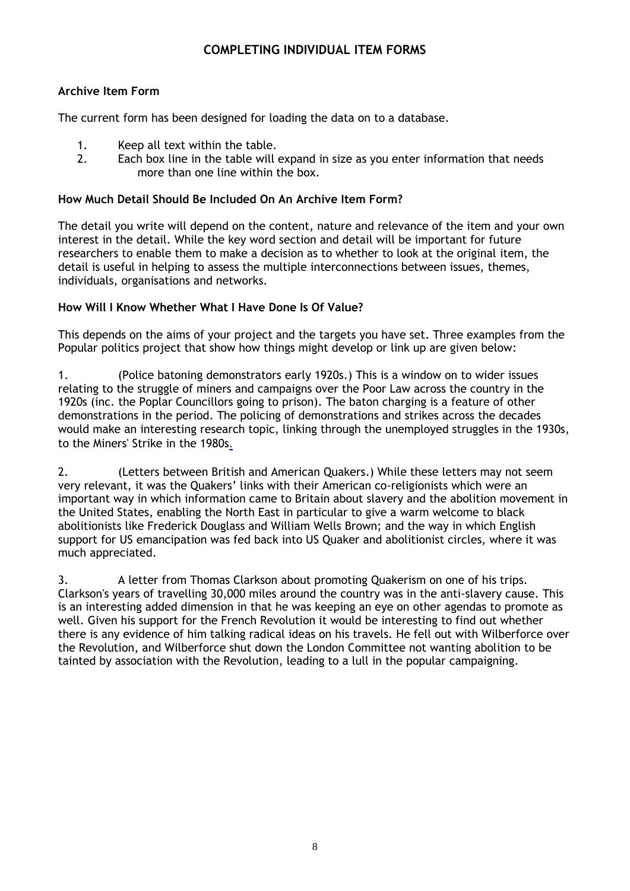## COMPLETING INDIVIDUAL ITEM FORMS

### Archive Item Form

The current form has been designed for loading the data on to a database.

1. Keep all text within the table.
2. Each box line in the table will expand in size as you enter information that needs more than one line within the box.

### How Much Detail Should Be Included On An Archive Item Form?

The detail you write will depend on the content, nature and relevance of the item and your own interest in the detail. While the key word section and detail will be important for future researchers to enable them to make a decision as to whether to look at the original item, the detail is useful in helping to assess the multiple interconnections between issues, themes, individuals, organisations and networks.

### How Will I Know Whether What I Have Done Is Of Value?

This depends on the aims of your project and the targets you have set. Three examples from the Popular politics project that show how things might develop or link up are given below:

1. (Police batoning demonstrators early 1920s.) This is a window on to wider issues relating to the struggle of miners and campaigns over the Poor Law across the country in the 1920s (inc. the Poplar Councillors going to prison). The baton charging is a feature of other demonstrations in the period. The policing of demonstrations and strikes across the decades would make an interesting research topic, linking through the unemployed struggles in the 1930s, to the Miners' Strike in the 1980s.

2. (Letters between British and American Quakers.) While these letters may not seem very relevant, it was the Quakers' links with their American co-religionists which were an important way in which information came to Britain about slavery and the abolition movement in the United States, enabling the North East in particular to give a warm welcome to black abolitionists like Frederick Douglass and William Wells Brown; and the way in which English support for US emancipation was fed back into US Quaker and abolitionist circles, where it was much appreciated.

3. A letter from Thomas Clarkson about promoting Quakerism on one of his trips. Clarkson's years of travelling 30,000 miles around the country was in the anti-slavery cause. This is an interesting added dimension in that he was keeping an eye on other agendas to promote as well. Given his support for the French Revolution it would be interesting to find out whether there is any evidence of him talking radical ideas on his travels. He fell out with Wilberforce over the Revolution, and Wilberforce shut down the London Committee not wanting abolition to be tainted by association with the Revolution, leading to a lull in the popular campaigning.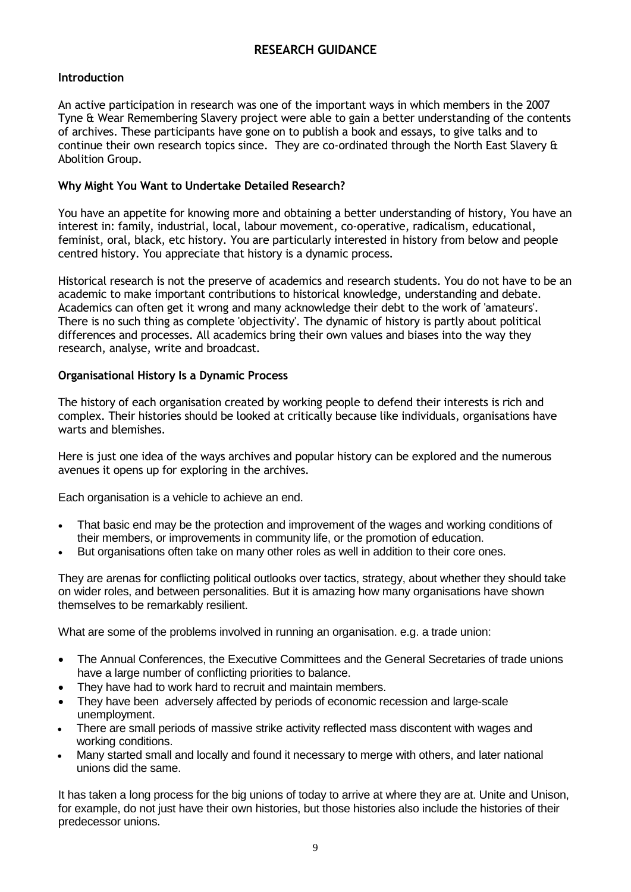# RESEARCH GUIDANCE

**Introduction**

An active participation in research was one of the important ways in which members in the 2007 Tyne & Wear Remembering Slavery project were able to gain a better understanding of the contents of archives. These participants have gone on to publish a book and essays, to give talks and to continue their own research topics since. They are co-ordinated through the North East Slavery & Abolition Group.

**Why Might You Want to Undertake Detailed Research?**

You have an appetite for knowing more and obtaining a better understanding of history, You have an interest in: family, industrial, local, labour movement, co-operative, radicalism, educational, feminist, oral, black, etc history. You are particularly interested in history from below and people centred history. You appreciate that history is a dynamic process.

Historical research is not the preserve of academics and research students. You do not have to be an academic to make important contributions to historical knowledge, understanding and debate. Academics can often get it wrong and many acknowledge their debt to the work of 'amateurs'. There is no such thing as complete 'objectivity'. The dynamic of history is partly about political differences and processes. All academics bring their own values and biases into the way they research, analyse, write and broadcast.

**Organisational History Is a Dynamic Process**

The history of each organisation created by working people to defend their interests is rich and complex. Their histories should be looked at critically because like individuals, organisations have warts and blemishes.

Here is just one idea of the ways archives and popular history can be explored and the numerous avenues it opens up for exploring in the archives.

Each organisation is a vehicle to achieve an end.

- That basic end may be the protection and improvement of the wages and working conditions of their members, or improvements in community life, or the promotion of education.
- But organisations often take on many other roles as well in addition to their core ones.

They are arenas for conflicting political outlooks over tactics, strategy, about whether they should take on wider roles, and between personalities. But it is amazing how many organisations have shown themselves to be remarkably resilient.

What are some of the problems involved in running an organisation. e.g. a trade union:

- The Annual Conferences, the Executive Committees and the General Secretaries of trade unions have a large number of conflicting priorities to balance.
- They have had to work hard to recruit and maintain members.
- They have been adversely affected by periods of economic recession and large-scale unemployment.
- There are small periods of massive strike activity reflected mass discontent with wages and working conditions.
- Many started small and locally and found it necessary to merge with others, and later national unions did the same.

It has taken a long process for the big unions of today to arrive at where they are at. Unite and Unison, for example, do not just have their own histories, but those histories also include the histories of their predecessor unions.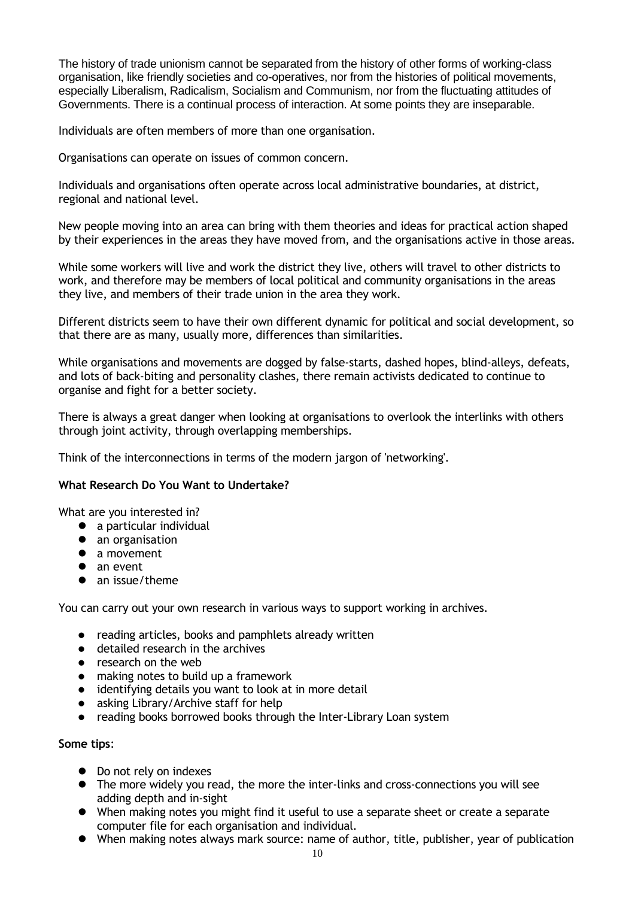The history of trade unionism cannot be separated from the history of other forms of working-class organisation, like friendly societies and co-operatives, nor from the histories of political movements, especially Liberalism, Radicalism, Socialism and Communism, nor from the fluctuating attitudes of Governments. There is a continual process of interaction. At some points they are inseparable.

Individuals are often members of more than one organisation.

Organisations can operate on issues of common concern.

Individuals and organisations often operate across local administrative boundaries, at district, regional and national level.

New people moving into an area can bring with them theories and ideas for practical action shaped by their experiences in the areas they have moved from, and the organisations active in those areas.

While some workers will live and work the district they live, others will travel to other districts to work, and therefore may be members of local political and community organisations in the areas they live, and members of their trade union in the area they work.

Different districts seem to have their own different dynamic for political and social development, so that there are as many, usually more, differences than similarities.

While organisations and movements are dogged by false-starts, dashed hopes, blind-alleys, defeats, and lots of back-biting and personality clashes, there remain activists dedicated to continue to organise and fight for a better society.

There is always a great danger when looking at organisations to overlook the interlinks with others through joint activity, through overlapping memberships.

Think of the interconnections in terms of the modern jargon of 'networking'.

**What Research Do You Want to Undertake?**

What are you interested in?

- a particular individual
- an organisation
- a movement
- an event
- an issue/theme

You can carry out your own research in various ways to support working in archives.

- reading articles, books and pamphlets already written
- detailed research in the archives
- research on the web
- making notes to build up a framework
- identifying details you want to look at in more detail
- asking Library/Archive staff for help
- reading books borrowed books through the Inter-Library Loan system

**Some tips**:

- Do not rely on indexes
- The more widely you read, the more the inter-links and cross-connections you will see adding depth and in-sight
- When making notes you might find it useful to use a separate sheet or create a separate computer file for each organisation and individual.
- When making notes always mark source: name of author, title, publisher, year of publication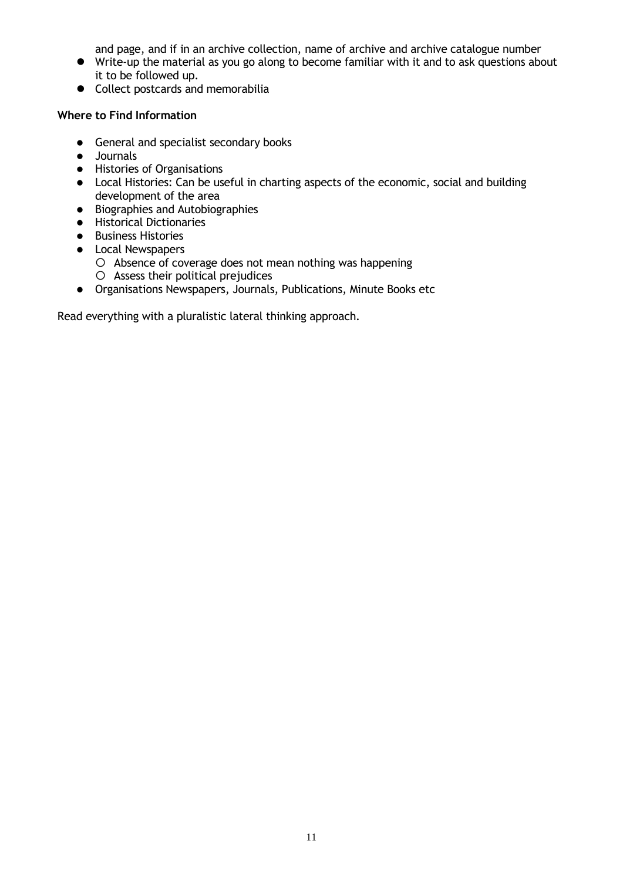and page, and if in an archive collection, name of archive and archive catalogue number

- Write-up the material as you go along to become familiar with it and to ask questions about it to be followed up.
- Collect postcards and memorabilia

**Where to Find Information**

- General and specialist secondary books
- Journals
- Histories of Organisations
- Local Histories: Can be useful in charting aspects of the economic, social and building development of the area
- Biographies and Autobiographies
- Historical Dictionaries
- Business Histories
- Local Newspapers
  - Absence of coverage does not mean nothing was happening
  - Assess their political prejudices
- Organisations Newspapers, Journals, Publications, Minute Books etc

Read everything with a pluralistic lateral thinking approach.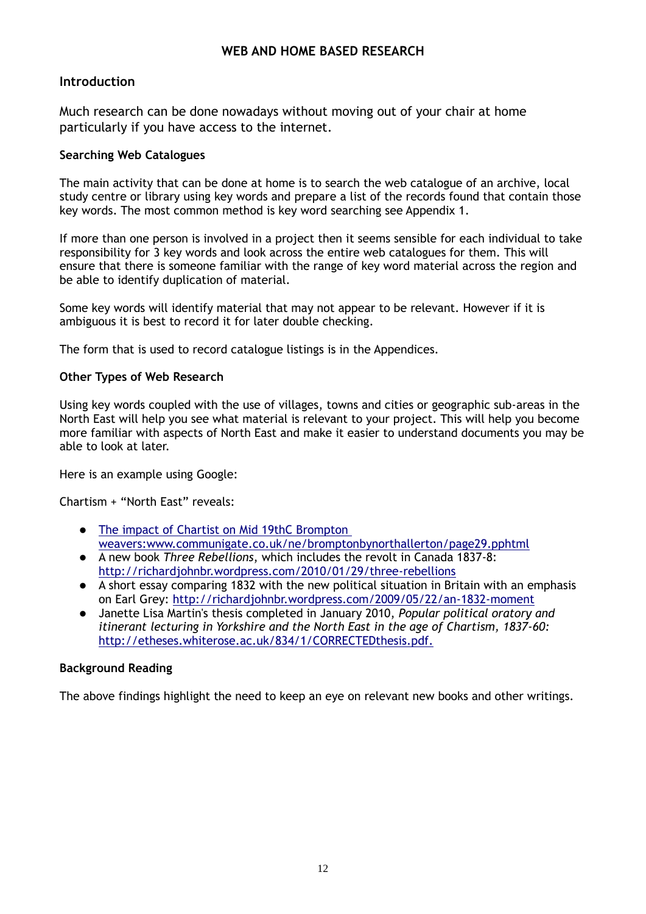# WEB AND HOME BASED RESEARCH

## Introduction

Much research can be done nowadays without moving out of your chair at home particularly if you have access to the internet.

### Searching Web Catalogues

The main activity that can be done at home is to search the web catalogue of an archive, local study centre or library using key words and prepare a list of the records found that contain those key words. The most common method is key word searching see Appendix 1.

If more than one person is involved in a project then it seems sensible for each individual to take responsibility for 3 key words and look across the entire web catalogues for them. This will ensure that there is someone familiar with the range of key word material across the region and be able to identify duplication of material.

Some key words will identify material that may not appear to be relevant. However if it is ambiguous it is best to record it for later double checking.

The form that is used to record catalogue listings is in the Appendices.

### Other Types of Web Research

Using key words coupled with the use of villages, towns and cities or geographic sub-areas in the North East will help you see what material is relevant to your project. This will help you become more familiar with aspects of North East and make it easier to understand documents you may be able to look at later.

Here is an example using Google:

Chartism + "North East" reveals:

- The impact of Chartist on Mid 19thC Brompton weavers:www.communigate.co.uk/ne/bromptonbynorthallerton/page29.pphtml
- A new book *Three Rebellions*, which includes the revolt in Canada 1837-8: http://richardjohnbr.wordpress.com/2010/01/29/three-rebellions
- A short essay comparing 1832 with the new political situation in Britain with an emphasis on Earl Grey: http://richardjohnbr.wordpress.com/2009/05/22/an-1832-moment
- Janette Lisa Martin's thesis completed in January 2010, *Popular political oratory and itinerant lecturing in Yorkshire and the North East in the age of Chartism, 1837-60:* http://etheses.whiterose.ac.uk/834/1/CORRECTEDthesis.pdf.

### Background Reading

The above findings highlight the need to keep an eye on relevant new books and other writings.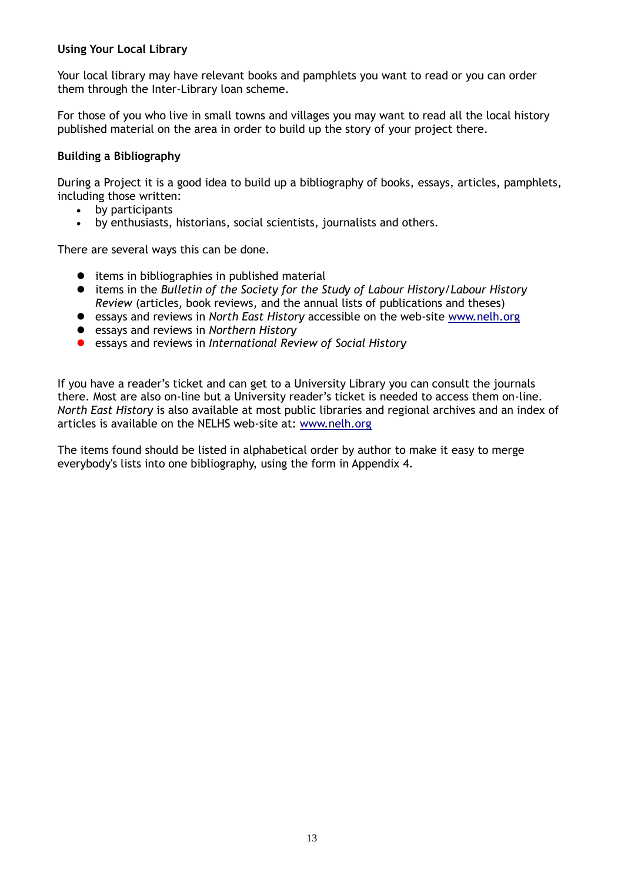**Using Your Local Library**

Your local library may have relevant books and pamphlets you want to read or you can order them through the Inter-Library loan scheme.

For those of you who live in small towns and villages you may want to read all the local history published material on the area in order to build up the story of your project there.

**Building a Bibliography**

During a Project it is a good idea to build up a bibliography of books, essays, articles, pamphlets, including those written:

- by participants
- by enthusiasts, historians, social scientists, journalists and others.

There are several ways this can be done.

- items in bibliographies in published material
- items in the *Bulletin of the Society for the Study of Labour History*/*Labour History Review* (articles, book reviews, and the annual lists of publications and theses)
- essays and reviews in *North East History* accessible on the web-site www.nelh.org
- essays and reviews in *Northern History*
- essays and reviews in *International Review of Social History*

If you have a reader's ticket and can get to a University Library you can consult the journals there. Most are also on-line but a University reader's ticket is needed to access them on-line. *North East History* is also available at most public libraries and regional archives and an index of articles is available on the NELHS web-site at: www.nelh.org

The items found should be listed in alphabetical order by author to make it easy to merge everybody's lists into one bibliography, using the form in Appendix 4.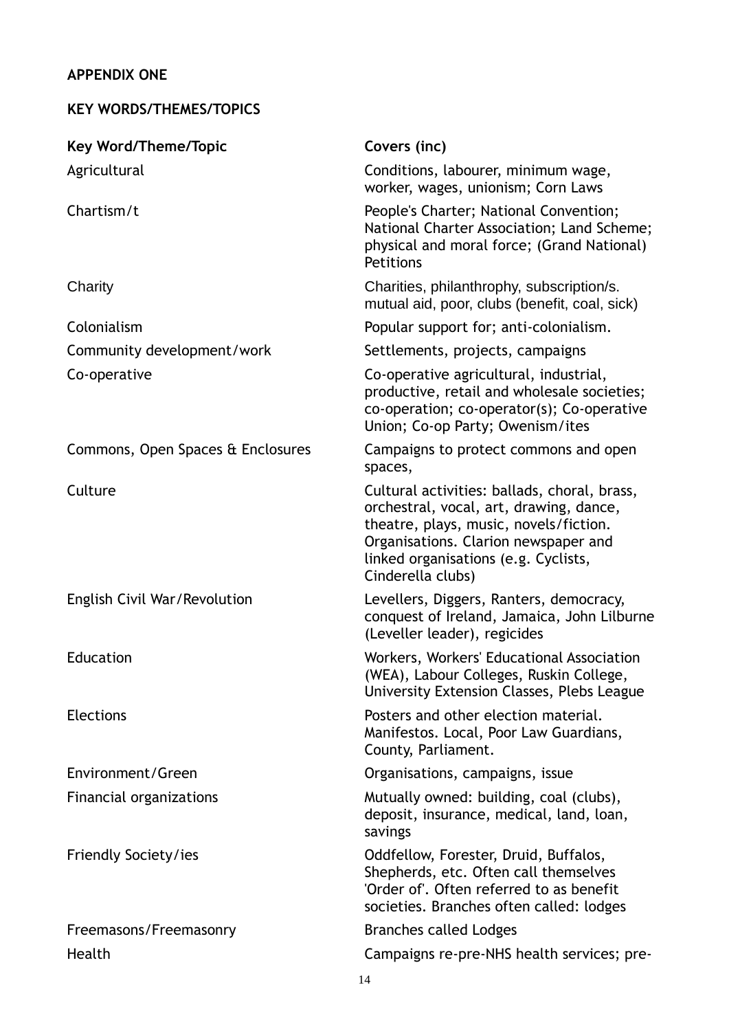**APPENDIX ONE**

**KEY WORDS/THEMES/TOPICS**

| **Key Word/Theme/Topic** | **Covers (inc)** |
|---|---|
| Agricultural | Conditions, labourer, minimum wage, worker, wages, unionism; Corn Laws |
| Chartism/t | People's Charter; National Convention; National Charter Association; Land Scheme; physical and moral force; (Grand National) Petitions |
| Charity | Charities, philanthrophy, subscription/s. mutual aid, poor, clubs (benefit, coal, sick) |
| Colonialism | Popular support for; anti-colonialism. |
| Community development/work | Settlements, projects, campaigns |
| Co-operative | Co-operative agricultural, industrial, productive, retail and wholesale societies; co-operation; co-operator(s); Co-operative Union; Co-op Party; Owenism/ites |
| Commons, Open Spaces & Enclosures | Campaigns to protect commons and open spaces, |
| Culture | Cultural activities: ballads, choral, brass, orchestral, vocal, art, drawing, dance, theatre, plays, music, novels/fiction. Organisations. Clarion newspaper and linked organisations (e.g. Cyclists, Cinderella clubs) |
| English Civil War/Revolution | Levellers, Diggers, Ranters, democracy, conquest of Ireland, Jamaica, John Lilburne (Leveller leader), regicides |
| Education | Workers, Workers' Educational Association (WEA), Labour Colleges, Ruskin College, University Extension Classes, Plebs League |
| Elections | Posters and other election material. Manifestos. Local, Poor Law Guardians, County, Parliament. |
| Environment/Green | Organisations, campaigns, issue |
| Financial organizations | Mutually owned: building, coal (clubs), deposit, insurance, medical, land, loan, savings |
| Friendly Society/ies | Oddfellow, Forester, Druid, Buffalos, Shepherds, etc. Often call themselves 'Order of'. Often referred to as benefit societies. Branches often called: lodges |
| Freemasons/Freemasonry | Branches called Lodges |
| Health | Campaigns re-pre-NHS health services; pre- |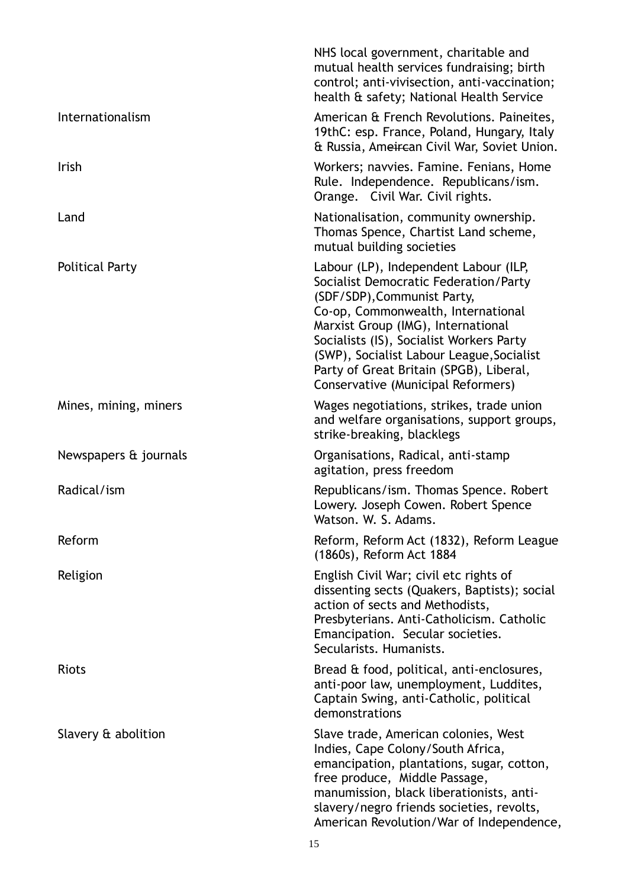| | |
|---|---|
| | NHS local government, charitable and mutual health services fundraising; birth control; anti-vivisection, anti-vaccination; health & safety; National Health Service |
| Internationalism | American & French Revolutions. Paineites, 19thC: esp. France, Poland, Hungary, Italy & Russia, Ame~~irc~~an Civil War, Soviet Union. |
| Irish | Workers; navvies. Famine. Fenians, Home Rule. Independence. Republicans/ism. Orange. Civil War. Civil rights. |
| Land | Nationalisation, community ownership. Thomas Spence, Chartist Land scheme, mutual building societies |
| Political Party | Labour (LP), Independent Labour (ILP, Socialist Democratic Federation/Party (SDF/SDP),Communist Party, Co-op, Commonwealth, International Marxist Group (IMG), International Socialists (IS), Socialist Workers Party (SWP), Socialist Labour League,Socialist Party of Great Britain (SPGB), Liberal, Conservative (Municipal Reformers) |
| Mines, mining, miners | Wages negotiations, strikes, trade union and welfare organisations, support groups, strike-breaking, blacklegs |
| Newspapers & journals | Organisations, Radical, anti-stamp agitation, press freedom |
| Radical/ism | Republicans/ism. Thomas Spence. Robert Lowery. Joseph Cowen. Robert Spence Watson. W. S. Adams. |
| Reform | Reform, Reform Act (1832), Reform League (1860s), Reform Act 1884 |
| Religion | English Civil War; civil etc rights of dissenting sects (Quakers, Baptists); social action of sects and Methodists, Presbyterians. Anti-Catholicism. Catholic Emancipation. Secular societies. Secularists. Humanists. |
| Riots | Bread & food, political, anti-enclosures, anti-poor law, unemployment, Luddites, Captain Swing, anti-Catholic, political demonstrations |
| Slavery & abolition | Slave trade, American colonies, West Indies, Cape Colony/South Africa, emancipation, plantations, sugar, cotton, free produce, Middle Passage, manumission, black liberationists, anti-slavery/negro friends societies, revolts, American Revolution/War of Independence, |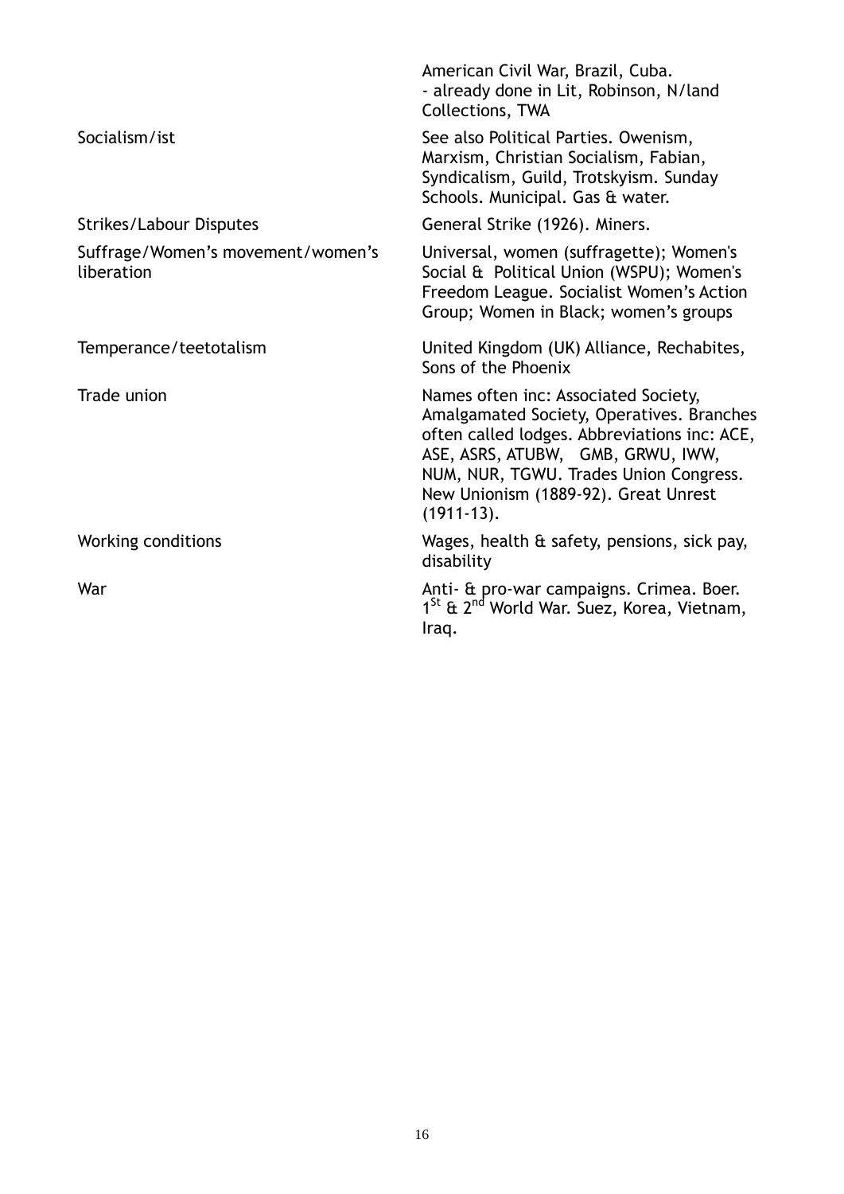|  |  |
|---|---|
|  | American Civil War, Brazil, Cuba. - already done in Lit, Robinson, N/land Collections, TWA |
| Socialism/ist | See also Political Parties. Owenism, Marxism, Christian Socialism, Fabian, Syndicalism, Guild, Trotskyism. Sunday Schools. Municipal. Gas & water. |
| Strikes/Labour Disputes | General Strike (1926). Miners. |
| Suffrage/Women's movement/women's liberation | Universal, women (suffragette); Women's Social & Political Union (WSPU); Women's Freedom League. Socialist Women's Action Group; Women in Black; women's groups |
| Temperance/teetotalism | United Kingdom (UK) Alliance, Rechabites, Sons of the Phoenix |
| Trade union | Names often inc: Associated Society, Amalgamated Society, Operatives. Branches often called lodges. Abbreviations inc: ACE, ASE, ASRS, ATUBW, GMB, GRWU, IWW, NUM, NUR, TGWU. Trades Union Congress. New Unionism (1889-92). Great Unrest (1911-13). |
| Working conditions | Wages, health & safety, pensions, sick pay, disability |
| War | Anti- & pro-war campaigns. Crimea. Boer. 1st & 2nd World War. Suez, Korea, Vietnam, Iraq. |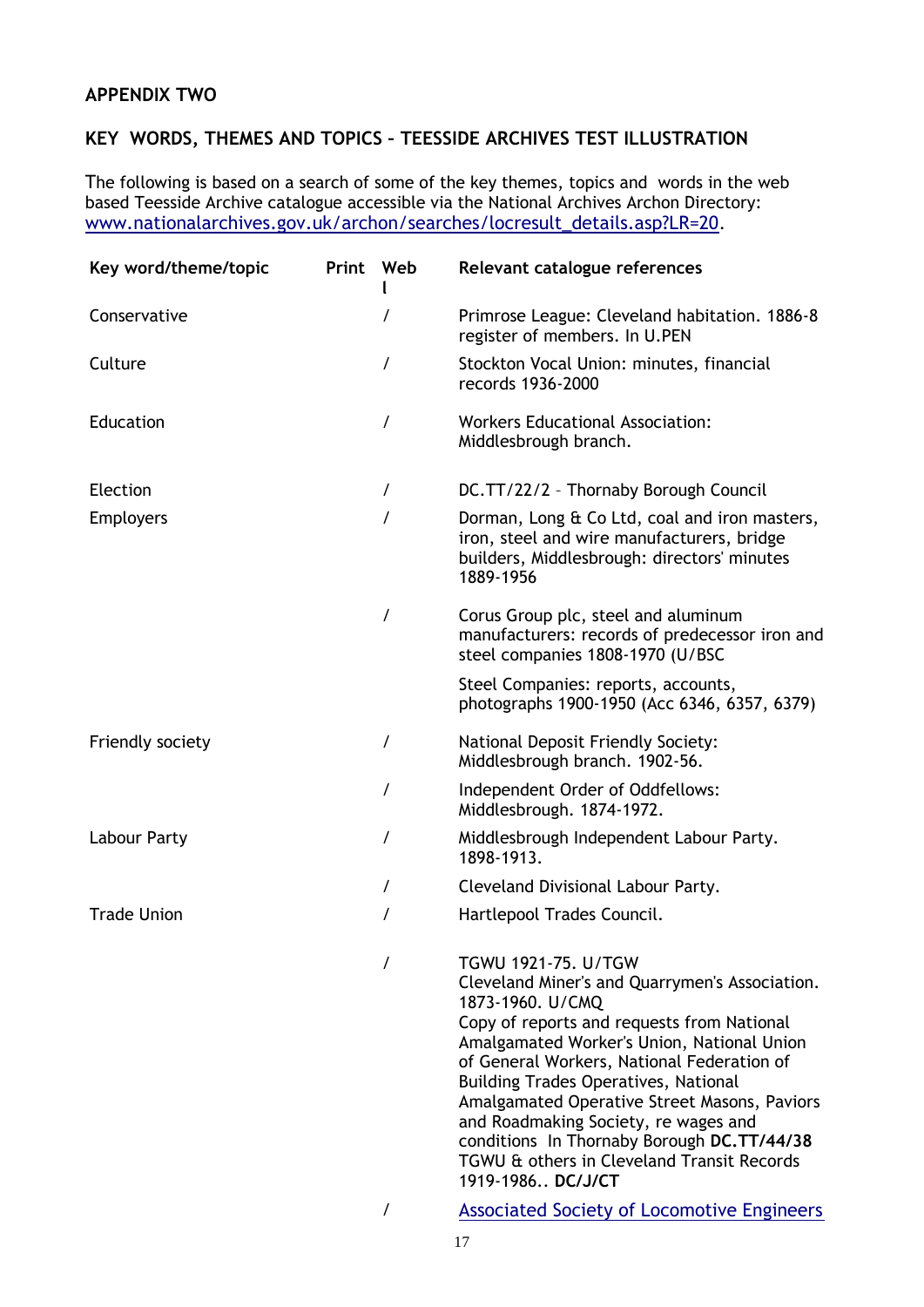**APPENDIX TWO**

**KEY WORDS, THEMES AND TOPICS – TEESSIDE ARCHIVES TEST ILLUSTRATION**

The following is based on a search of some of the key themes, topics and words in the web based Teesside Archive catalogue accessible via the National Archives Archon Directory: [www.nationalarchives.gov.uk/archon/searches/locresult_details.asp?LR=20](www.nationalarchives.gov.uk/archon/searches/locresult_details.asp?LR=20).

| Key word/theme/topic | Print | Web l | Relevant catalogue references |
|---|---|---|---|
| Conservative | | / | Primrose League: Cleveland habitation. 1886-8 register of members. In U.PEN |
| Culture | | / | Stockton Vocal Union: minutes, financial records 1936-2000 |
| Education | | / | Workers Educational Association: Middlesbrough branch. |
| Election | | / | DC.TT/22/2 – Thornaby Borough Council |
| Employers | | / | Dorman, Long & Co Ltd, coal and iron masters, iron, steel and wire manufacturers, bridge builders, Middlesbrough: directors' minutes 1889-1956 |
| | | / | Corus Group plc, steel and aluminum manufacturers: records of predecessor iron and steel companies 1808-1970 (U/BSC |
| | | | Steel Companies: reports, accounts, photographs 1900-1950 (Acc 6346, 6357, 6379) |
| Friendly society | | / | National Deposit Friendly Society: Middlesbrough branch. 1902-56. |
| | | / | Independent Order of Oddfellows: Middlesbrough. 1874-1972. |
| Labour Party | | / | Middlesbrough Independent Labour Party. 1898-1913. |
| | | / | Cleveland Divisional Labour Party. |
| Trade Union | | / | Hartlepool Trades Council. |
| | | / | TGWU 1921-75. U/TGW<br>Cleveland Miner's and Quarrymen's Association. 1873-1960. U/CMQ<br>Copy of reports and requests from National Amalgamated Worker's Union, National Union of General Workers, National Federation of Building Trades Operatives, National Amalgamated Operative Street Masons, Paviors and Roadmaking Society, re wages and conditions In Thornaby Borough **DC.TT/44/38**<br>TGWU & others in Cleveland Transit Records 1919-1986.. **DC/J/CT** |
| | | / | Associated Society of Locomotive Engineers |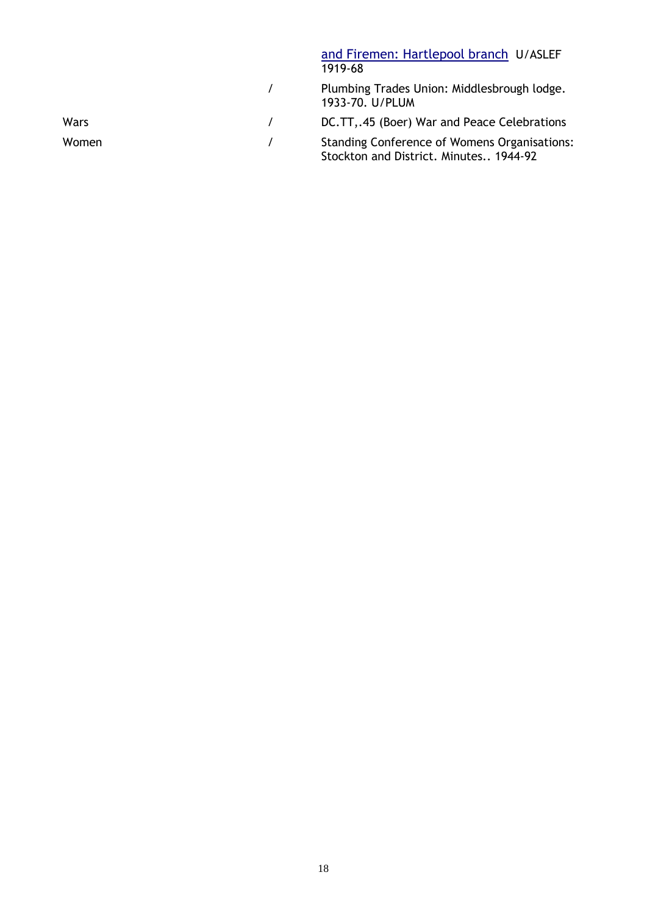| | | |
|---|---|---|
| | | [and Firemen: Hartlepool branch]() U/ASLEF 1919-68 |
| | / | Plumbing Trades Union: Middlesbrough lodge. 1933-70. U/PLUM |
| Wars | / | DC.TT,.45 (Boer) War and Peace Celebrations |
| Women | / | Standing Conference of Womens Organisations: Stockton and District. Minutes.. 1944-92 |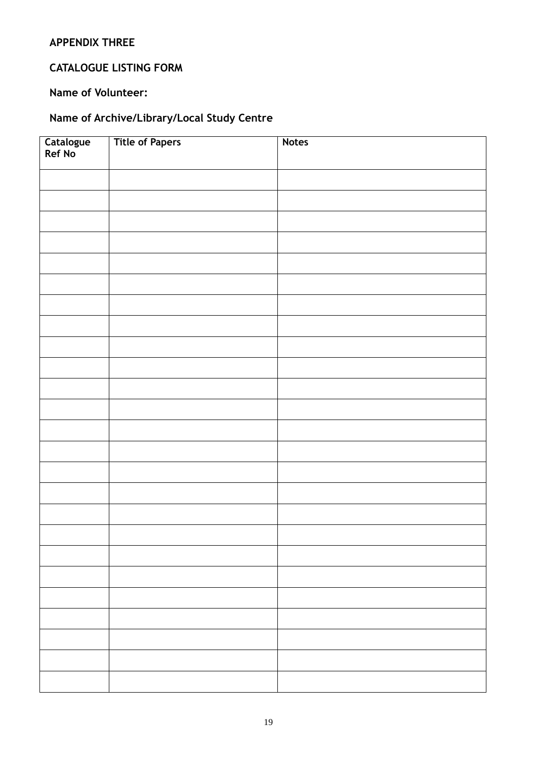**APPENDIX THREE**

**CATALOGUE LISTING FORM**

**Name of Volunteer:**

**Name of Archive/Library/Local Study Centre**

| Catalogue Ref No | Title of Papers | Notes |
| --- | --- | --- |
| | | |
| | | |
| | | |
| | | |
| | | |
| | | |
| | | |
| | | |
| | | |
| | | |
| | | |
| | | |
| | | |
| | | |
| | | |
| | | |
| | | |
| | | |
| | | |
| | | |
| | | |
| | | |
| | | |
| | | |
| | | |
| | | |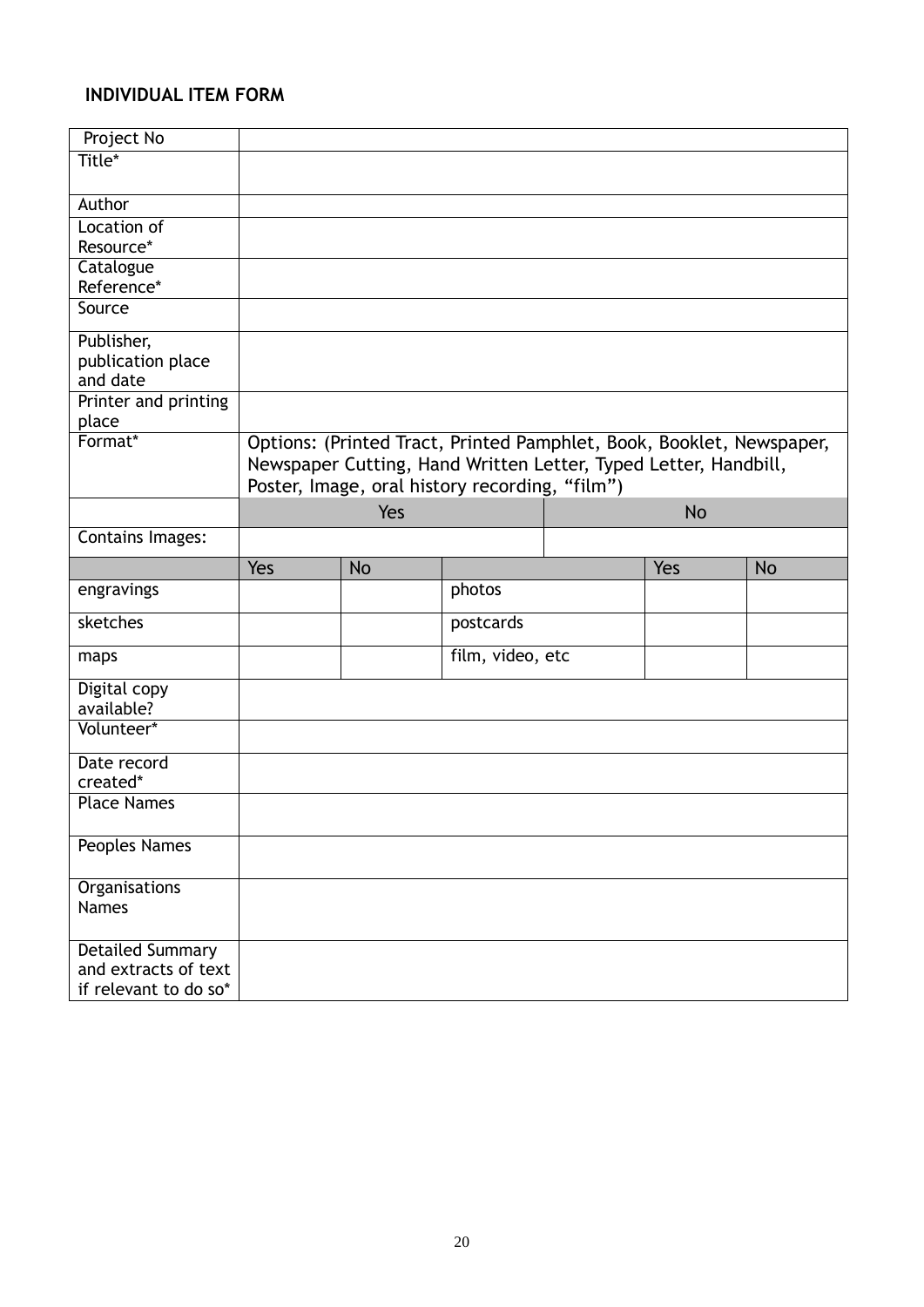## INDIVIDUAL ITEM FORM

| | | | | | | |
|---|---|---|---|---|---|---|
| Project No | | | | | | |
| Title* | | | | | | |
| Author | | | | | | |
| Location of Resource* | | | | | | |
| Catalogue Reference* | | | | | | |
| Source | | | | | | |
| Publisher, publication place and date | | | | | | |
| Printer and printing place | | | | | | |
| Format* | Options: (Printed Tract, Printed Pamphlet, Book, Booklet, Newspaper, Newspaper Cutting, Hand Written Letter, Typed Letter, Handbill, Poster, Image, oral history recording, "film") | | | | | |
| | Yes | | | No | | |
| Contains Images: | | | | | | |
| | Yes | No | | | Yes | No |
| engravings | | | photos | | | |
| sketches | | | postcards | | | |
| maps | | | film, video, etc | | | |
| Digital copy available? | | | | | | |
| Volunteer* | | | | | | |
| Date record created* | | | | | | |
| Place Names | | | | | | |
| Peoples Names | | | | | | |
| Organisations Names | | | | | | |
| Detailed Summary and extracts of text if relevant to do so* | | | | | | |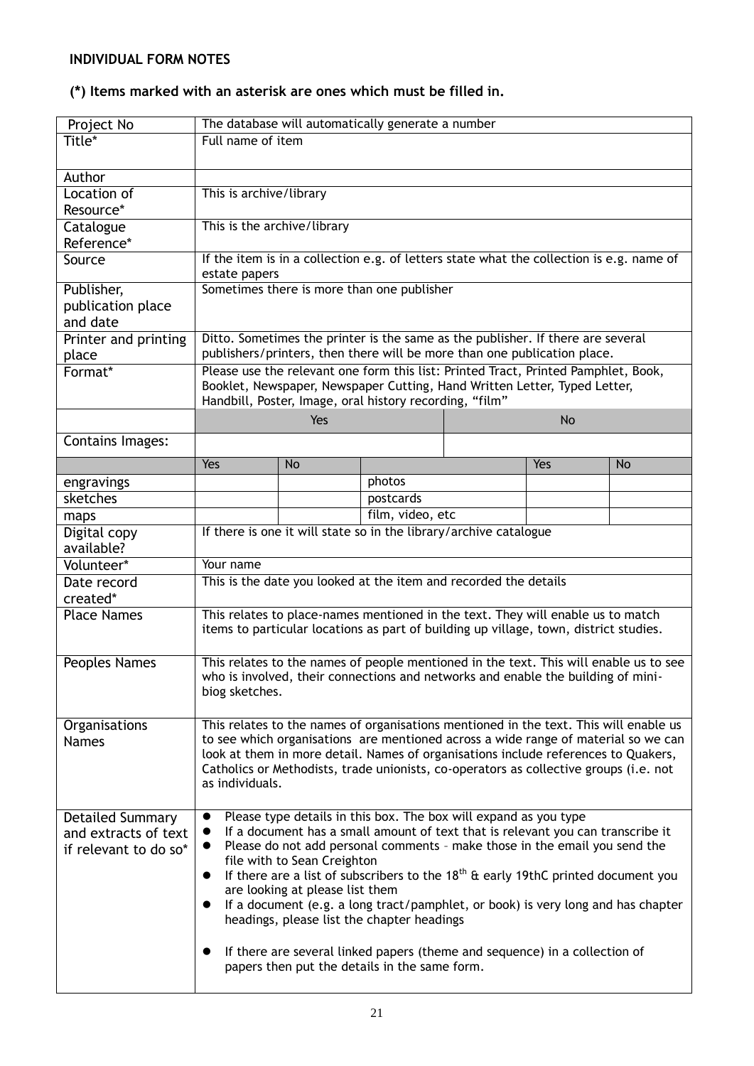**INDIVIDUAL FORM NOTES**

**(*) Items marked with an asterisk are ones which must be filled in.**

| | | | | | | |
|---|---|---|---|---|---|---|
| Project No | The database will automatically generate a number | | | | | |
| Title* | Full name of item | | | | | |
| Author | | | | | | |
| Location of Resource* | This is archive/library | | | | | |
| Catalogue Reference* | This is the archive/library | | | | | |
| Source | If the item is in a collection e.g. of letters state what the collection is e.g. name of estate papers | | | | | |
| Publisher, publication place and date | Sometimes there is more than one publisher | | | | | |
| Printer and printing place | Ditto. Sometimes the printer is the same as the publisher. If there are several publishers/printers, then there will be more than one publication place. | | | | | |
| Format* | Please use the relevant one form this list: Printed Tract, Printed Pamphlet, Book, Booklet, Newspaper, Newspaper Cutting, Hand Written Letter, Typed Letter, Handbill, Poster, Image, oral history recording, "film" | | | | | |
| | Yes | | | No | | |
| Contains Images: | | | | | | |
| | Yes | No | | | Yes | No |
| engravings | | | photos | | | |
| sketches | | | postcards | | | |
| maps | | | film, video, etc | | | |
| Digital copy available? | If there is one it will state so in the library/archive catalogue | | | | | |
| Volunteer* | Your name | | | | | |
| Date record created* | This is the date you looked at the item and recorded the details | | | | | |
| Place Names | This relates to place-names mentioned in the text. They will enable us to match items to particular locations as part of building up village, town, district studies. | | | | | |
| Peoples Names | This relates to the names of people mentioned in the text. This will enable us to see who is involved, their connections and networks and enable the building of mini-biog sketches. | | | | | |
| Organisations Names | This relates to the names of organisations mentioned in the text. This will enable us to see which organisations are mentioned across a wide range of material so we can look at them in more detail. Names of organisations include references to Quakers, Catholics or Methodists, trade unionists, co-operators as collective groups (i.e. not as individuals. | | | | | |
| Detailed Summary and extracts of text if relevant to do so* | • Please type details in this box. The box will expand as you type<br>• If a document has a small amount of text that is relevant you can transcribe it<br>• Please do not add personal comments – make those in the email you send the file with to Sean Creighton<br>• If there are a list of subscribers to the 18th & early 19thC printed document you are looking at please list them<br>• If a document (e.g. a long tract/pamphlet, or book) is very long and has chapter headings, please list the chapter headings<br>• If there are several linked papers (theme and sequence) in a collection of papers then put the details in the same form. | | | | | |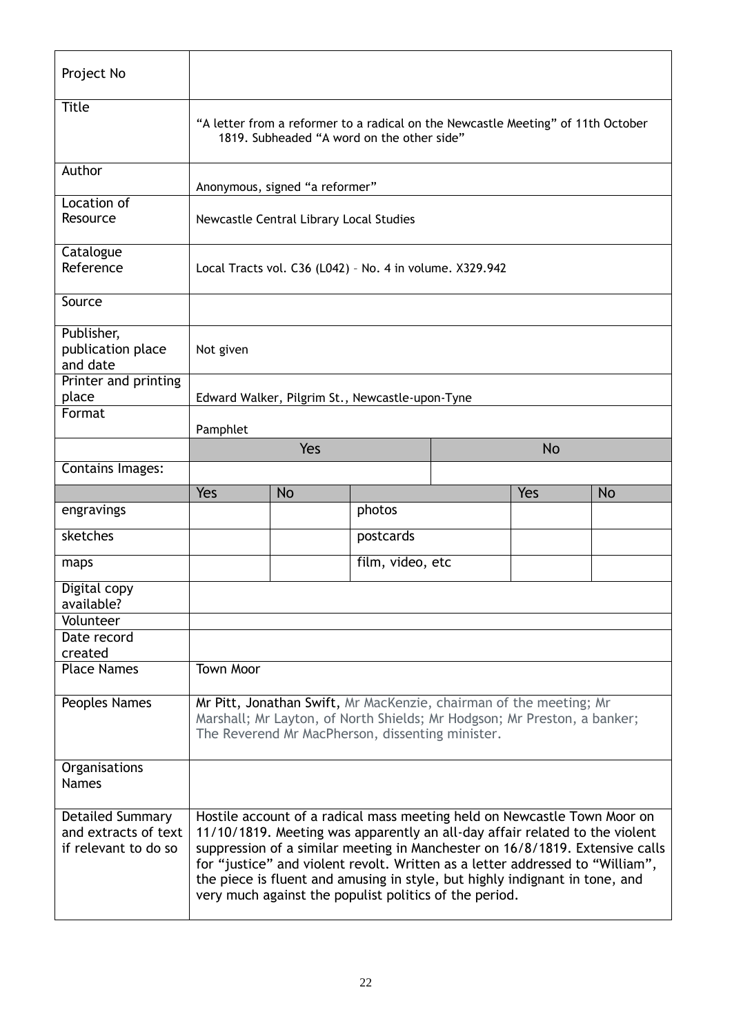| | | | | | |
|---|---|---|---|---|---|
| Project No | | | | | |
| Title | "A letter from a reformer to a radical on the Newcastle Meeting" of 11th October 1819. Subheaded "A word on the other side" | | | | |
| Author | Anonymous, signed "a reformer" | | | | |
| Location of Resource | Newcastle Central Library Local Studies | | | | |
| Catalogue Reference | Local Tracts vol. C36 (L042) – No. 4 in volume. X329.942 | | | | |
| Source | | | | | |
| Publisher, publication place and date | Not given | | | | |
| Printer and printing place | Edward Walker, Pilgrim St., Newcastle-upon-Tyne | | | | |
| Format | Pamphlet | | | | |
| | Yes | | | No | |
| Contains Images: | | | | | |
| | Yes | No | | Yes | No |
| engravings | | | photos | | |
| sketches | | | postcards | | |
| maps | | | film, video, etc | | |
| Digital copy available? | | | | | |
| Volunteer | | | | | |
| Date record created | | | | | |
| Place Names | Town Moor | | | | |
| Peoples Names | Mr Pitt, Jonathan Swift, Mr MacKenzie, chairman of the meeting; Mr Marshall; Mr Layton, of North Shields; Mr Hodgson; Mr Preston, a banker; The Reverend Mr MacPherson, dissenting minister. | | | | |
| Organisations Names | | | | | |
| Detailed Summary and extracts of text if relevant to do so | Hostile account of a radical mass meeting held on Newcastle Town Moor on 11/10/1819. Meeting was apparently an all-day affair related to the violent suppression of a similar meeting in Manchester on 16/8/1819. Extensive calls for "justice" and violent revolt. Written as a letter addressed to "William", the piece is fluent and amusing in style, but highly indignant in tone, and very much against the populist politics of the period. | | | | |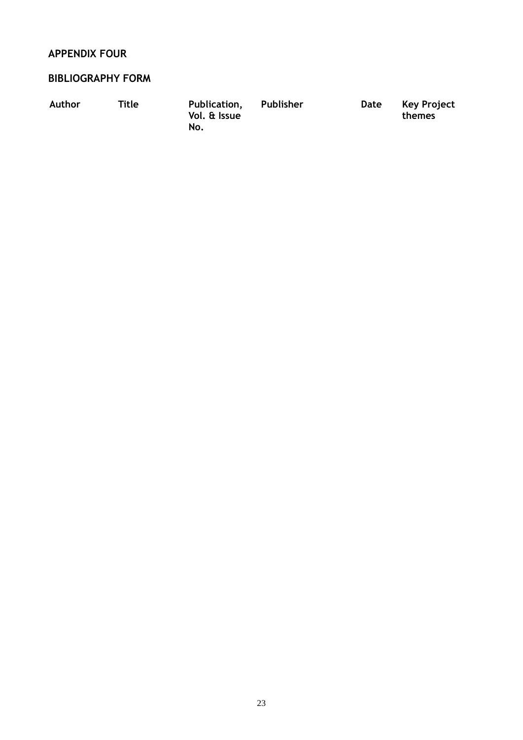## APPENDIX FOUR

## BIBLIOGRAPHY FORM

| Author | Title | Publication, Vol. & Issue No. | Publisher | Date | Key Project themes |
|---|---|---|---|---|---|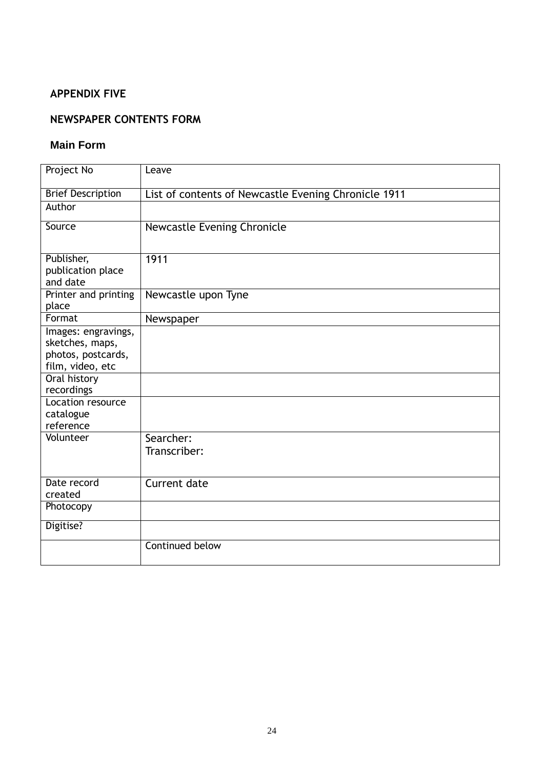**APPENDIX FIVE**

**NEWSPAPER CONTENTS FORM**

### Main Form

| Project No | Leave |
|---|---|
| Brief Description | List of contents of Newcastle Evening Chronicle 1911 |
| Author | |
| Source | Newcastle Evening Chronicle |
| Publisher, publication place and date | 1911 |
| Printer and printing place | Newcastle upon Tyne |
| Format | Newspaper |
| Images: engravings, sketches, maps, photos, postcards, film, video, etc | |
| Oral history recordings | |
| Location resource catalogue reference | |
| Volunteer | Searcher:<br>Transcriber: |
| Date record created | Current date |
| Photocopy | |
| Digitise? | |
| | Continued below |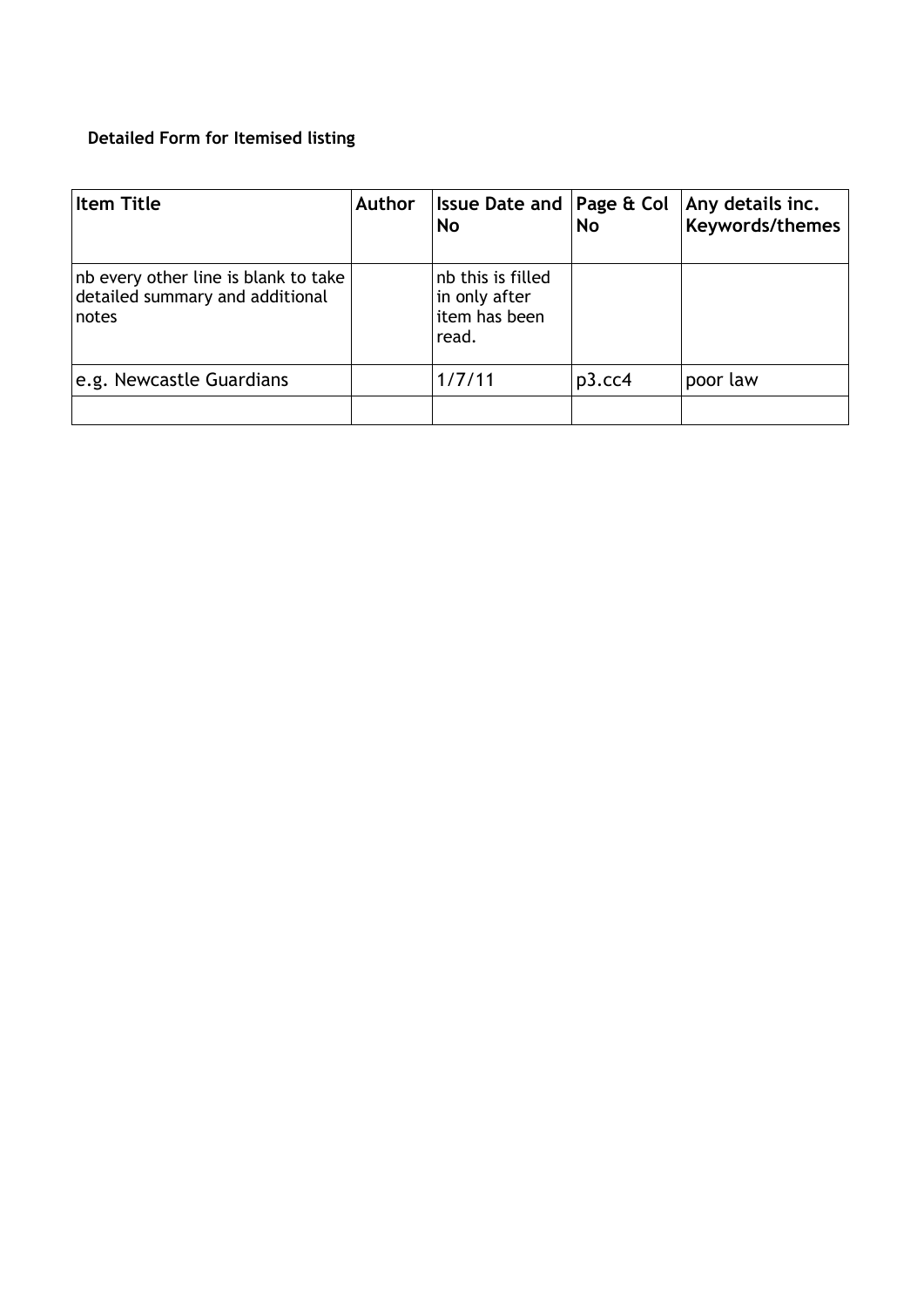**Detailed Form for Itemised listing**

| Item Title | Author | Issue Date and No | Page & Col No | Any details inc. Keywords/themes |
|---|---|---|---|---|
| nb every other line is blank to take detailed summary and additional notes | | nb this is filled in only after item has been read. | | |
| e.g. Newcastle Guardians | | 1/7/11 | p3.cc4 | poor law |
| | | | | |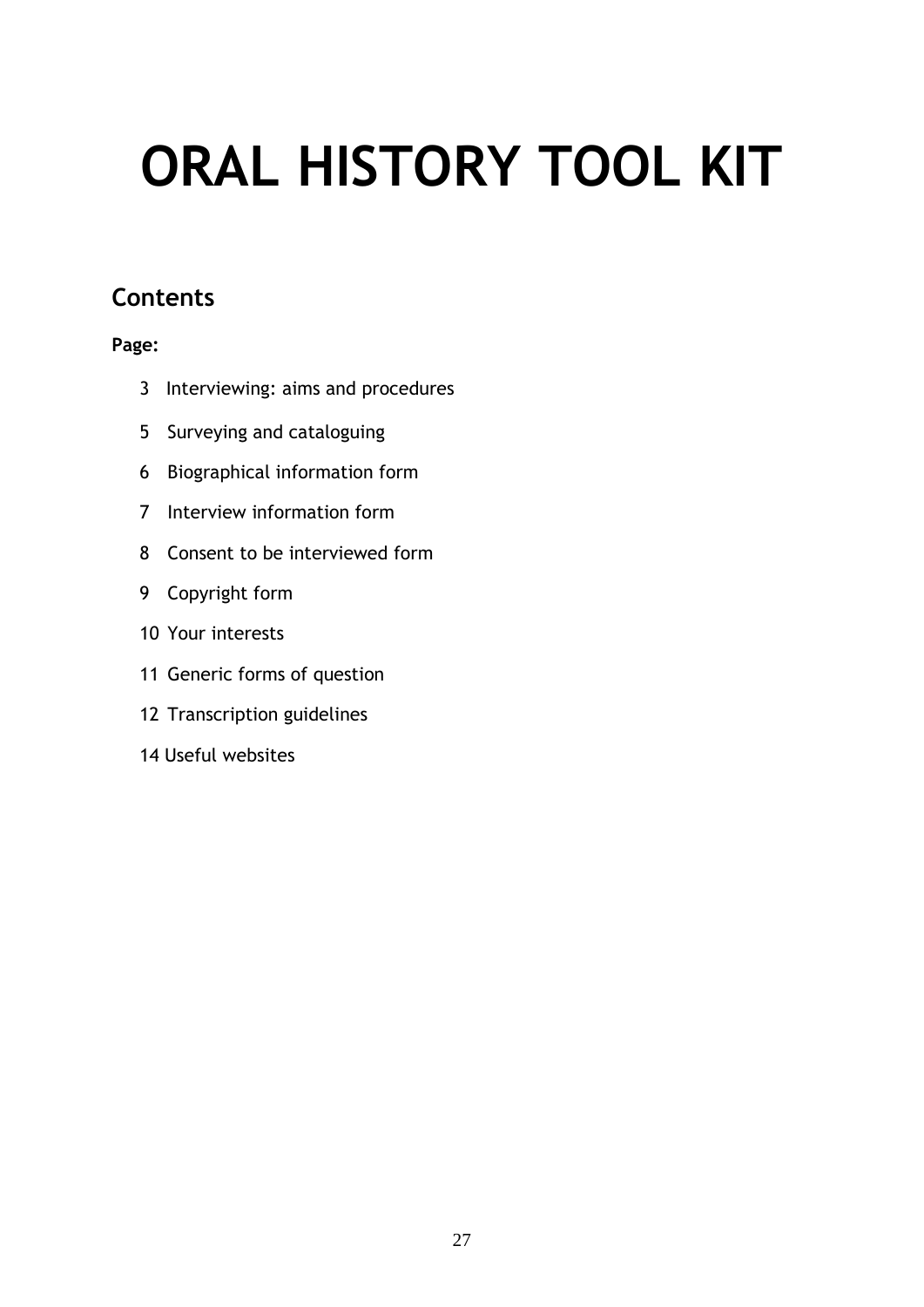# ORAL HISTORY TOOL KIT

## Contents

**Page:**

3 Interviewing: aims and procedures

5 Surveying and cataloguing

6 Biographical information form

7 Interview information form

8 Consent to be interviewed form

9 Copyright form

10 Your interests

11 Generic forms of question

12 Transcription guidelines

14 Useful websites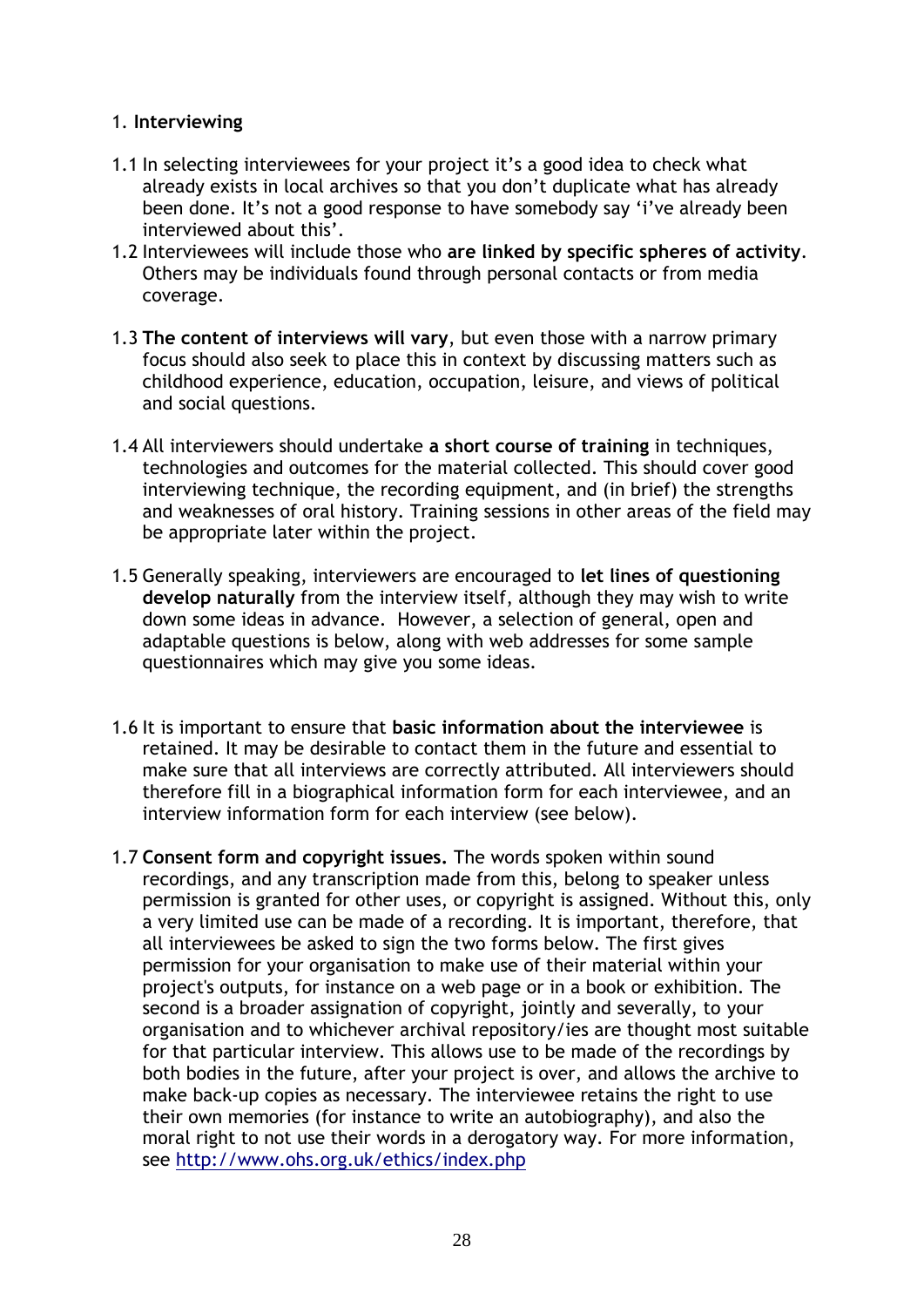1. **Interviewing**

1.1 In selecting interviewees for your project it's a good idea to check what already exists in local archives so that you don't duplicate what has already been done. It's not a good response to have somebody say 'i've already been interviewed about this'.

1.2 Interviewees will include those who **are linked by specific spheres of activity**. Others may be individuals found through personal contacts or from media coverage.

1.3 **The content of interviews will vary**, but even those with a narrow primary focus should also seek to place this in context by discussing matters such as childhood experience, education, occupation, leisure, and views of political and social questions.

1.4 All interviewers should undertake **a short course of training** in techniques, technologies and outcomes for the material collected. This should cover good interviewing technique, the recording equipment, and (in brief) the strengths and weaknesses of oral history. Training sessions in other areas of the field may be appropriate later within the project.

1.5 Generally speaking, interviewers are encouraged to **let lines of questioning develop naturally** from the interview itself, although they may wish to write down some ideas in advance. However, a selection of general, open and adaptable questions is below, along with web addresses for some sample questionnaires which may give you some ideas.

1.6 It is important to ensure that **basic information about the interviewee** is retained. It may be desirable to contact them in the future and essential to make sure that all interviews are correctly attributed. All interviewers should therefore fill in a biographical information form for each interviewee, and an interview information form for each interview (see below).

1.7 **Consent form and copyright issues.** The words spoken within sound recordings, and any transcription made from this, belong to speaker unless permission is granted for other uses, or copyright is assigned. Without this, only a very limited use can be made of a recording. It is important, therefore, that all interviewees be asked to sign the two forms below. The first gives permission for your organisation to make use of their material within your project's outputs, for instance on a web page or in a book or exhibition. The second is a broader assignation of copyright, jointly and severally, to your organisation and to whichever archival repository/ies are thought most suitable for that particular interview. This allows use to be made of the recordings by both bodies in the future, after your project is over, and allows the archive to make back-up copies as necessary. The interviewee retains the right to use their own memories (for instance to write an autobiography), and also the moral right to not use their words in a derogatory way. For more information, see http://www.ohs.org.uk/ethics/index.php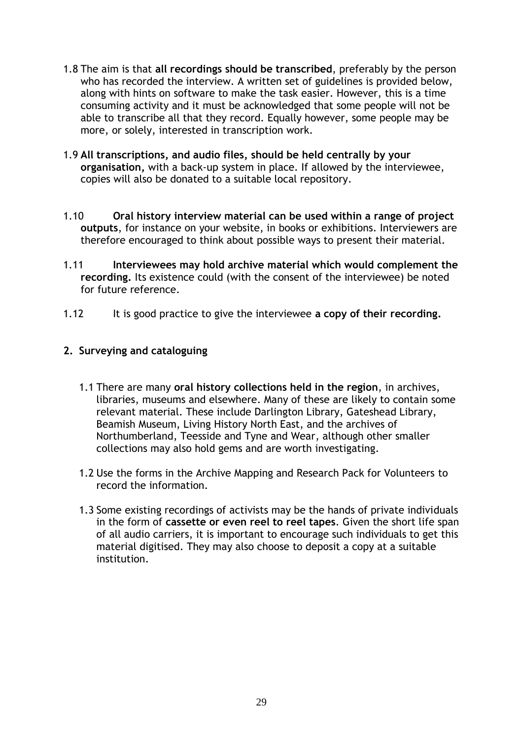1.8 The aim is that **all recordings should be transcribed**, preferably by the person who has recorded the interview. A written set of guidelines is provided below, along with hints on software to make the task easier. However, this is a time consuming activity and it must be acknowledged that some people will not be able to transcribe all that they record. Equally however, some people may be more, or solely, interested in transcription work.

1.9 **All transcriptions, and audio files, should be held centrally by your organisation,** with a back-up system in place. If allowed by the interviewee, copies will also be donated to a suitable local repository.

1.10 **Oral history interview material can be used within a range of project outputs**, for instance on your website, in books or exhibitions. Interviewers are therefore encouraged to think about possible ways to present their material.

1.11 **Interviewees may hold archive material which would complement the recording.** Its existence could (with the consent of the interviewee) be noted for future reference.

1.12 It is good practice to give the interviewee **a copy of their recording.**

## 2. Surveying and cataloguing

1.1 There are many **oral history collections held in the region**, in archives, libraries, museums and elsewhere. Many of these are likely to contain some relevant material. These include Darlington Library, Gateshead Library, Beamish Museum, Living History North East, and the archives of Northumberland, Teesside and Tyne and Wear, although other smaller collections may also hold gems and are worth investigating.

1.2 Use the forms in the Archive Mapping and Research Pack for Volunteers to record the information.

1.3 Some existing recordings of activists may be the hands of private individuals in the form of **cassette or even reel to reel tapes**. Given the short life span of all audio carriers, it is important to encourage such individuals to get this material digitised. They may also choose to deposit a copy at a suitable institution.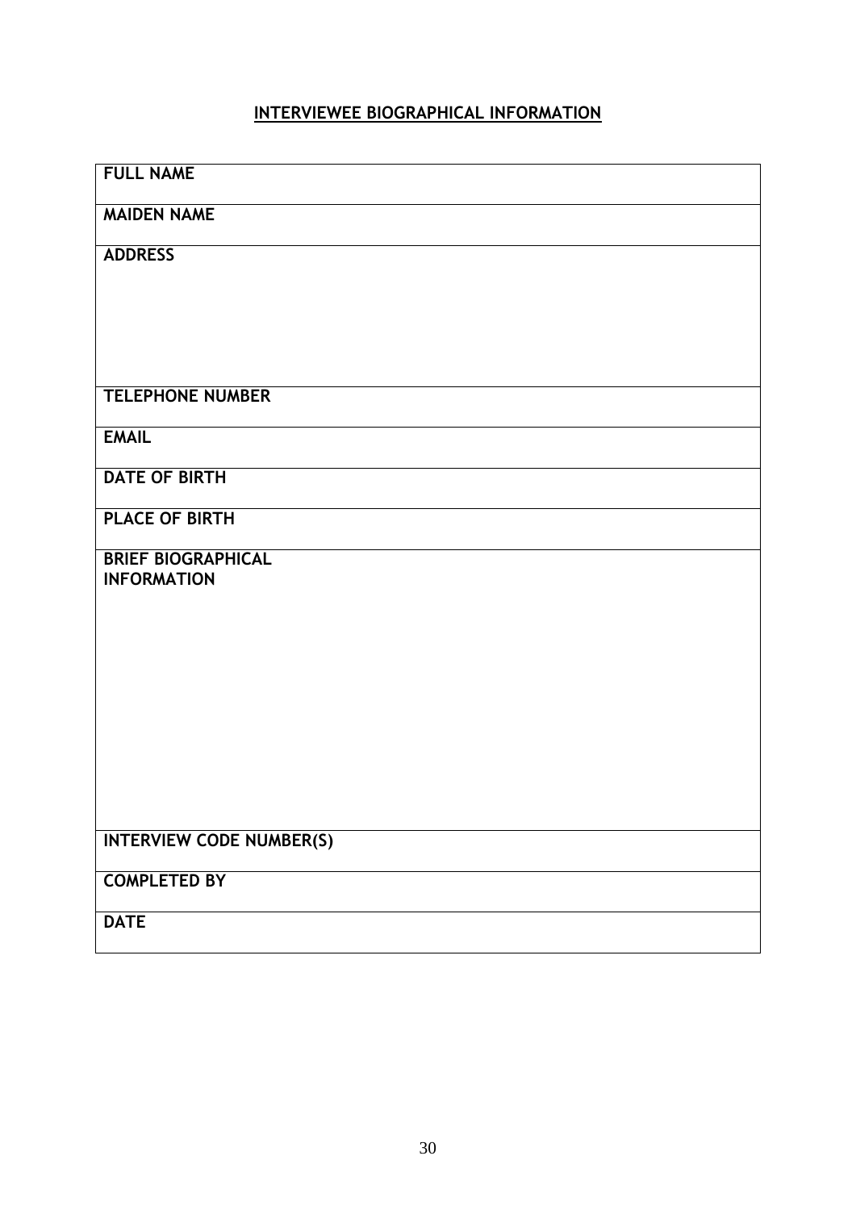## INTERVIEWEE BIOGRAPHICAL INFORMATION

| **FULL NAME** |
|---|
| **MAIDEN NAME** |
| **ADDRESS** |
| **TELEPHONE NUMBER** |
| **EMAIL** |
| **DATE OF BIRTH** |
| **PLACE OF BIRTH** |
| **BRIEF BIOGRAPHICAL INFORMATION** |
| **INTERVIEW CODE NUMBER(S)** |
| **COMPLETED BY** |
| **DATE** |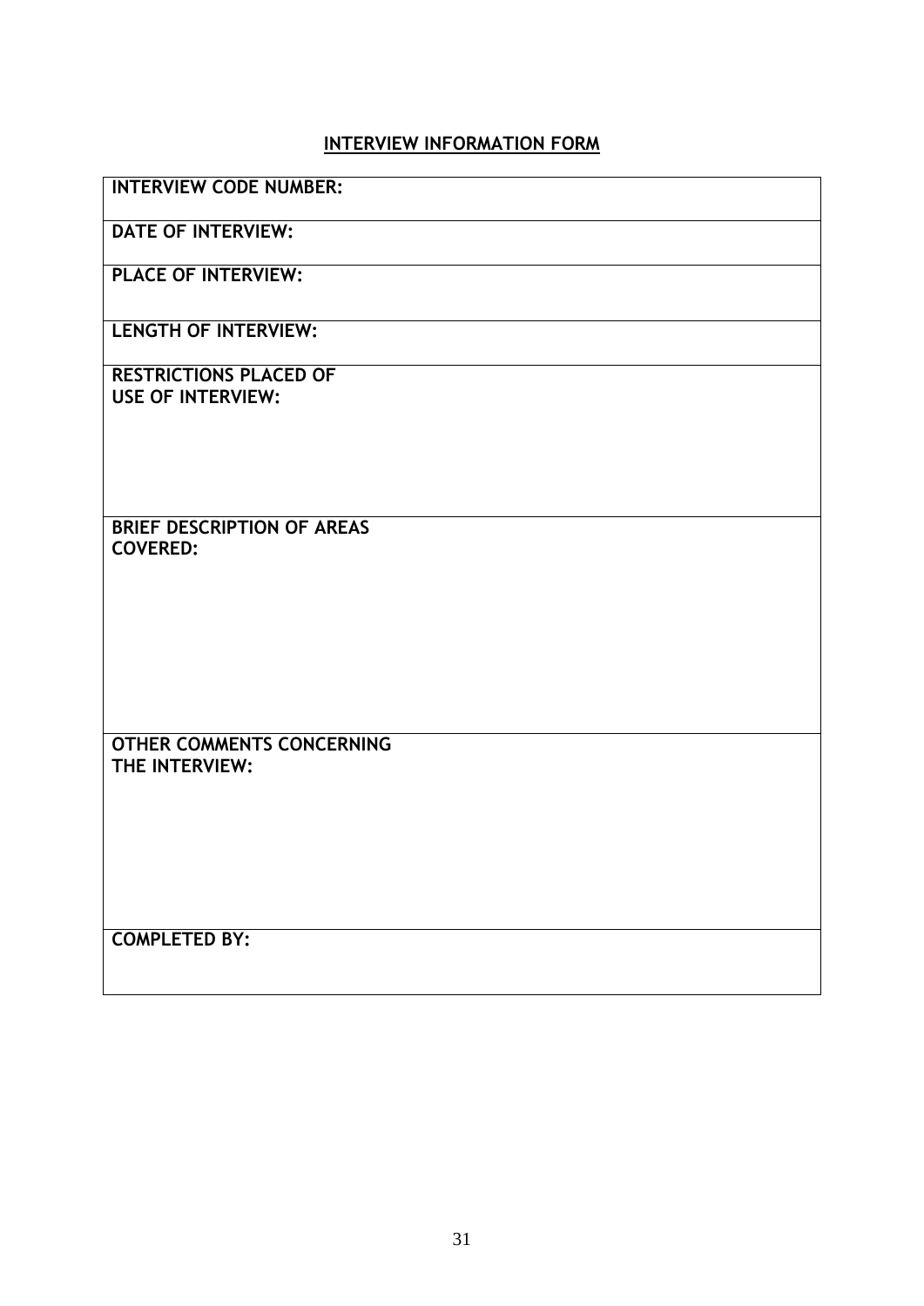## INTERVIEW INFORMATION FORM

| |
|---|
| **INTERVIEW CODE NUMBER:** |
| **DATE OF INTERVIEW:** |
| **PLACE OF INTERVIEW:** |
| **LENGTH OF INTERVIEW:** |
| **RESTRICTIONS PLACED OF USE OF INTERVIEW:** |
| **BRIEF DESCRIPTION OF AREAS COVERED:** |
| **OTHER COMMENTS CONCERNING THE INTERVIEW:** |
| **COMPLETED BY:** |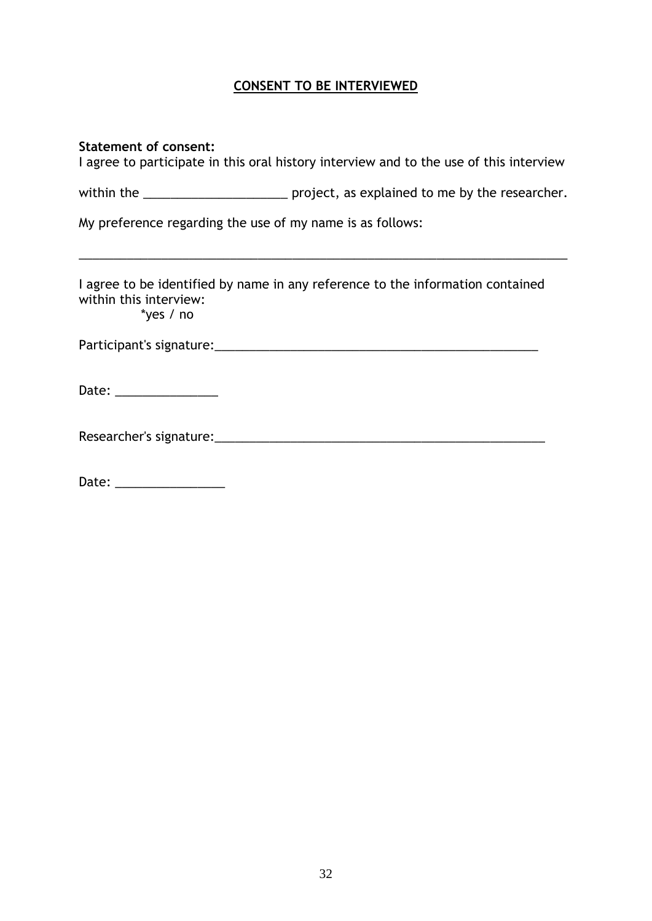# **CONSENT TO BE INTERVIEWED**

**Statement of consent:**
I agree to participate in this oral history interview and to the use of this interview within the _____________________ project, as explained to me by the researcher.

My preference regarding the use of my name is as follows:

_________________________________________________________________________

I agree to be identified by name in any reference to the information contained within this interview:
*yes / no

Participant's signature:_________________________________________________

Date: _______________

Researcher's signature:__________________________________________________

Date: ________________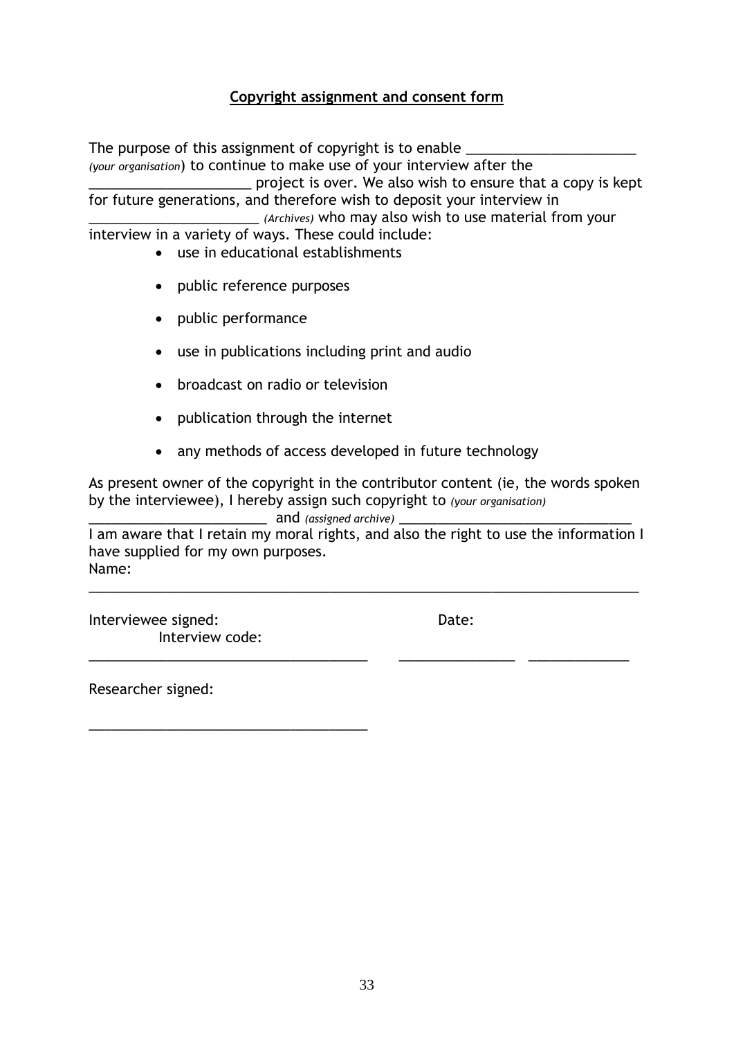**Copyright assignment and consent form**

The purpose of this assignment of copyright is to enable ______________________ *(your organisation)* to continue to make use of your interview after the ____________________ project is over. We also wish to ensure that a copy is kept for future generations, and therefore wish to deposit your interview in ______________________ *(Archives)* who may also wish to use material from your interview in a variety of ways. These could include:

- use in educational establishments
- public reference purposes
- public performance
- use in publications including print and audio
- broadcast on radio or television
- publication through the internet
- any methods of access developed in future technology

As present owner of the copyright in the contributor content (ie, the words spoken by the interviewee), I hereby assign such copyright to *(your organisation)* _______________________ and *(assigned archive)* ______________________________

I am aware that I retain my moral rights, and also the right to use the information I have supplied for my own purposes.

Name:

_________________________________________________________________________

Interviewee signed: Date: Interview code:

____________________________________ _______________ _____________

Researcher signed:

____________________________________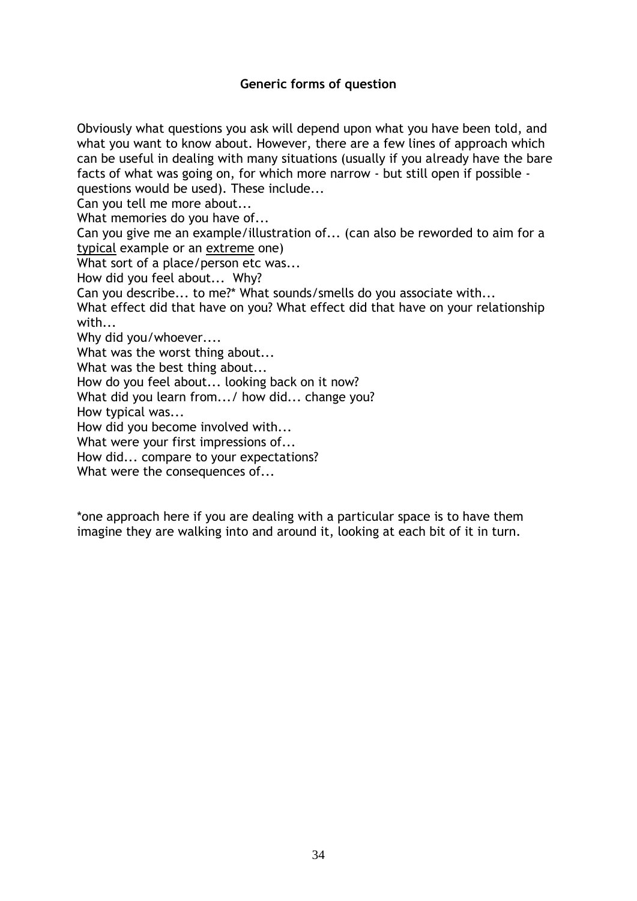**Generic forms of question**

Obviously what questions you ask will depend upon what you have been told, and what you want to know about. However, there are a few lines of approach which can be useful in dealing with many situations (usually if you already have the bare facts of what was going on, for which more narrow - but still open if possible - questions would be used). These include...

Can you tell me more about...

What memories do you have of...

Can you give me an example/illustration of... (can also be reworded to aim for a <u>typical</u> example or an <u>extreme</u> one)

What sort of a place/person etc was...

How did you feel about... Why?

Can you describe... to me?* What sounds/smells do you associate with...

What effect did that have on you? What effect did that have on your relationship with...

Why did you/whoever....

What was the worst thing about...

What was the best thing about...

How do you feel about... looking back on it now?

What did you learn from.../ how did... change you?

How typical was...

How did you become involved with...

What were your first impressions of...

How did... compare to your expectations?

What were the consequences of...

*one approach here if you are dealing with a particular space is to have them imagine they are walking into and around it, looking at each bit of it in turn.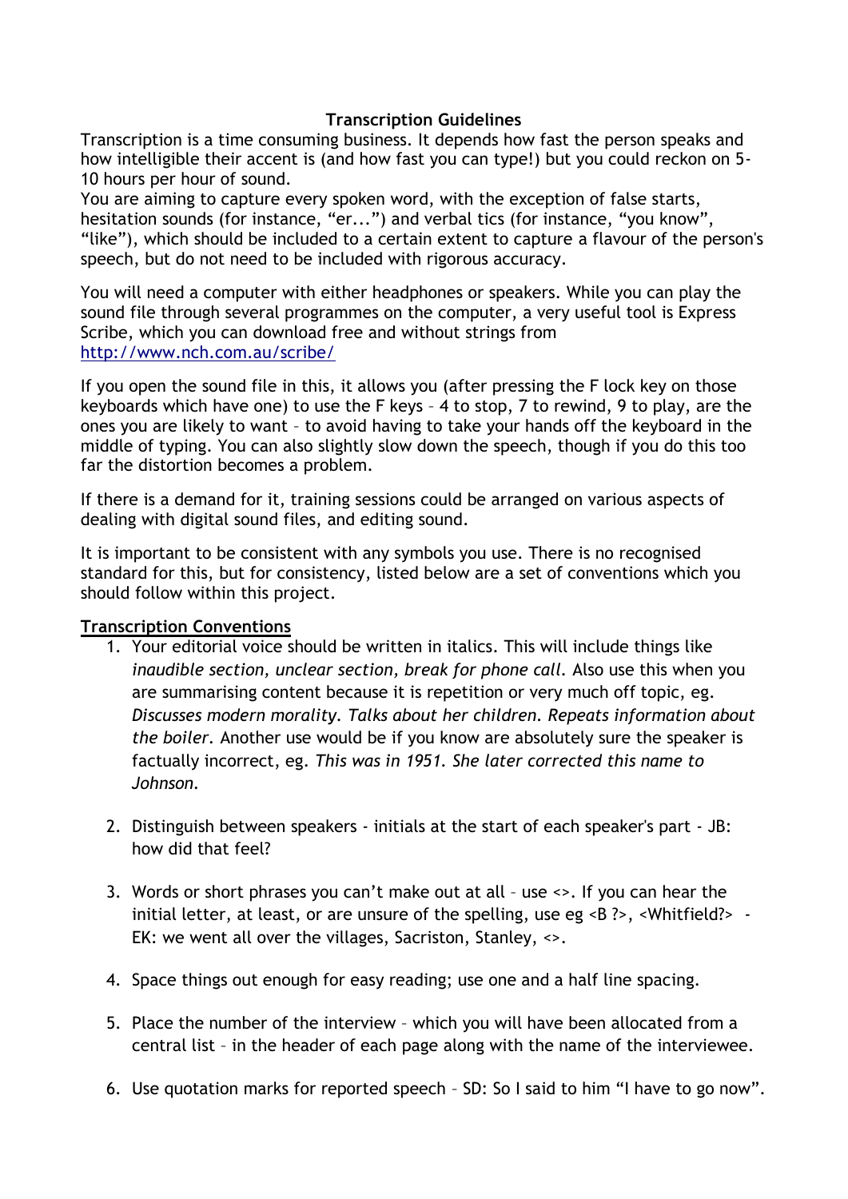**Transcription Guidelines**

Transcription is a time consuming business. It depends how fast the person speaks and how intelligible their accent is (and how fast you can type!) but you could reckon on 5-10 hours per hour of sound.

You are aiming to capture every spoken word, with the exception of false starts, hesitation sounds (for instance, "er...") and verbal tics (for instance, "you know", "like"), which should be included to a certain extent to capture a flavour of the person's speech, but do not need to be included with rigorous accuracy.

You will need a computer with either headphones or speakers. While you can play the sound file through several programmes on the computer, a very useful tool is Express Scribe, which you can download free and without strings from http://www.nch.com.au/scribe/

If you open the sound file in this, it allows you (after pressing the F lock key on those keyboards which have one) to use the F keys – 4 to stop, 7 to rewind, 9 to play, are the ones you are likely to want – to avoid having to take your hands off the keyboard in the middle of typing. You can also slightly slow down the speech, though if you do this too far the distortion becomes a problem.

If there is a demand for it, training sessions could be arranged on various aspects of dealing with digital sound files, and editing sound.

It is important to be consistent with any symbols you use. There is no recognised standard for this, but for consistency, listed below are a set of conventions which you should follow within this project.

**Transcription Conventions**

1. Your editorial voice should be written in italics. This will include things like *inaudible section, unclear section, break for phone call.* Also use this when you are summarising content because it is repetition or very much off topic, eg. *Discusses modern morality. Talks about her children. Repeats information about the boiler.* Another use would be if you know are absolutely sure the speaker is factually incorrect, eg. *This was in 1951. She later corrected this name to Johnson.*

2. Distinguish between speakers - initials at the start of each speaker's part - JB: how did that feel?

3. Words or short phrases you can't make out at all – use <>. If you can hear the initial letter, at least, or are unsure of the spelling, use eg <B ?>, <Whitfield?> - EK: we went all over the villages, Sacriston, Stanley, <>.

4. Space things out enough for easy reading; use one and a half line spacing.

5. Place the number of the interview – which you will have been allocated from a central list – in the header of each page along with the name of the interviewee.

6. Use quotation marks for reported speech – SD: So I said to him "I have to go now".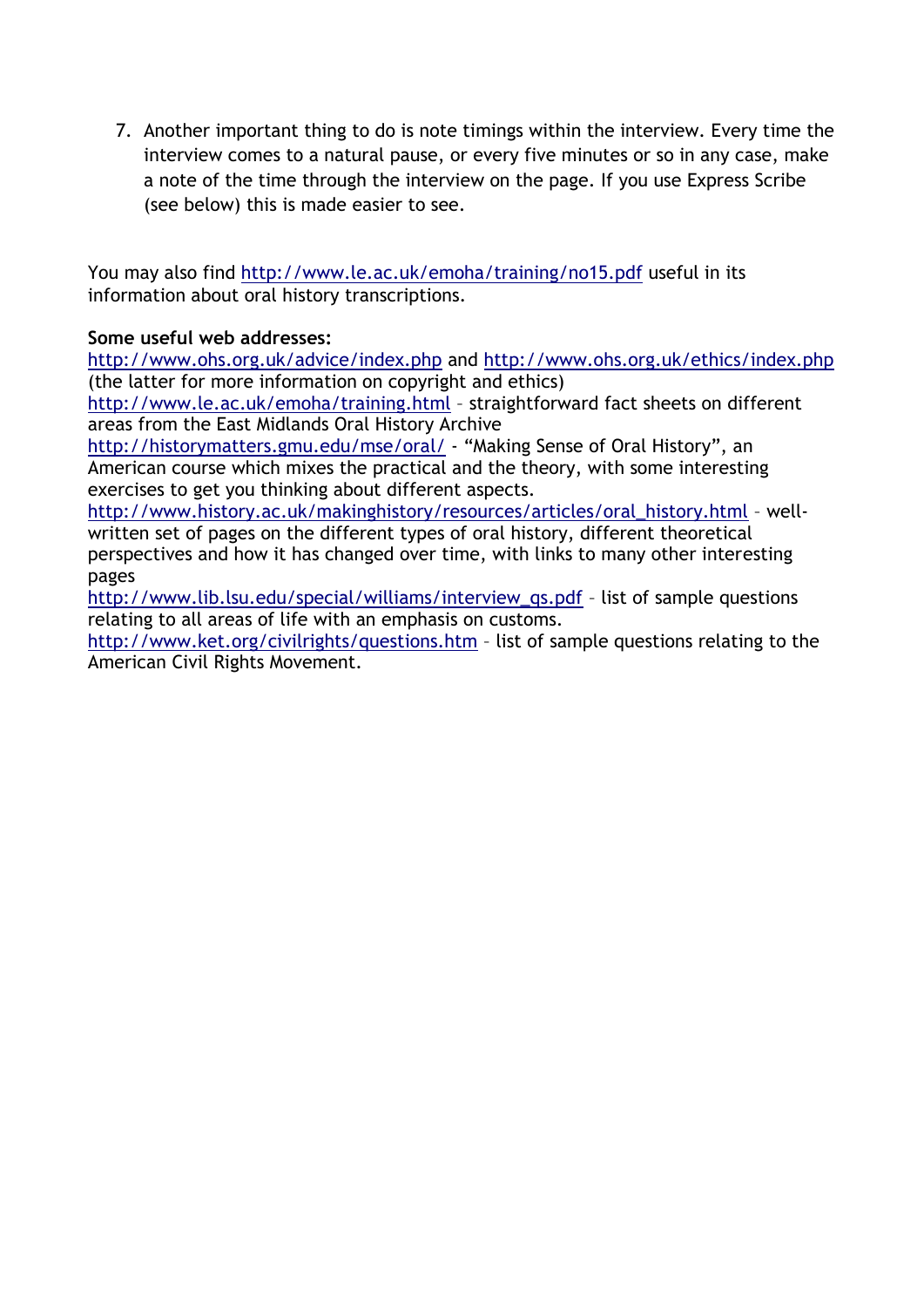7. Another important thing to do is note timings within the interview. Every time the interview comes to a natural pause, or every five minutes or so in any case, make a note of the time through the interview on the page. If you use Express Scribe (see below) this is made easier to see.

You may also find http://www.le.ac.uk/emoha/training/no15.pdf useful in its information about oral history transcriptions.

**Some useful web addresses:**

http://www.ohs.org.uk/advice/index.php and http://www.ohs.org.uk/ethics/index.php (the latter for more information on copyright and ethics)

http://www.le.ac.uk/emoha/training.html – straightforward fact sheets on different areas from the East Midlands Oral History Archive

http://historymatters.gmu.edu/mse/oral/ - "Making Sense of Oral History", an American course which mixes the practical and the theory, with some interesting exercises to get you thinking about different aspects.

http://www.history.ac.uk/makinghistory/resources/articles/oral_history.html – well-written set of pages on the different types of oral history, different theoretical perspectives and how it has changed over time, with links to many other interesting pages

http://www.lib.lsu.edu/special/williams/interview_qs.pdf – list of sample questions relating to all areas of life with an emphasis on customs.

http://www.ket.org/civilrights/questions.htm – list of sample questions relating to the American Civil Rights Movement.